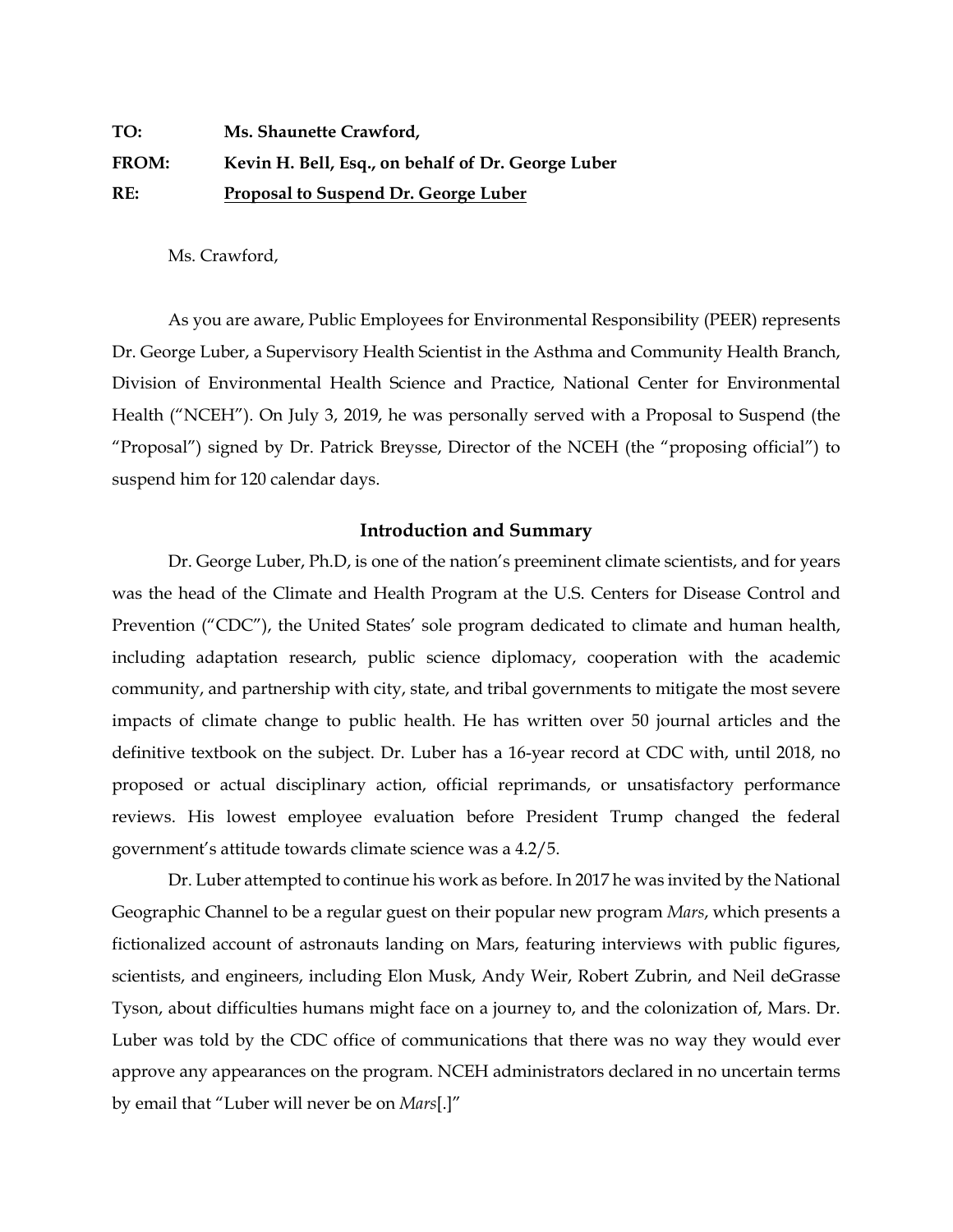**TO:** **Ms. Shaunette Crawford,**

**FROM:** **Kevin H. Bell, Esq., on behalf of Dr. George Luber**

**RE:** **<u>Proposal to Suspend Dr. George Luber</u>**

Ms. Crawford,

As you are aware, Public Employees for Environmental Responsibility (PEER) represents Dr. George Luber, a Supervisory Health Scientist in the Asthma and Community Health Branch, Division of Environmental Health Science and Practice, National Center for Environmental Health ("NCEH"). On July 3, 2019, he was personally served with a Proposal to Suspend (the "Proposal") signed by Dr. Patrick Breysse, Director of the NCEH (the "proposing official") to suspend him for 120 calendar days.

## Introduction and Summary

Dr. George Luber, Ph.D, is one of the nation's preeminent climate scientists, and for years was the head of the Climate and Health Program at the U.S. Centers for Disease Control and Prevention ("CDC"), the United States' sole program dedicated to climate and human health, including adaptation research, public science diplomacy, cooperation with the academic community, and partnership with city, state, and tribal governments to mitigate the most severe impacts of climate change to public health. He has written over 50 journal articles and the definitive textbook on the subject. Dr. Luber has a 16-year record at CDC with, until 2018, no proposed or actual disciplinary action, official reprimands, or unsatisfactory performance reviews. His lowest employee evaluation before President Trump changed the federal government's attitude towards climate science was a 4.2/5.

Dr. Luber attempted to continue his work as before. In 2017 he was invited by the National Geographic Channel to be a regular guest on their popular new program *Mars*, which presents a fictionalized account of astronauts landing on Mars, featuring interviews with public figures, scientists, and engineers, including Elon Musk, Andy Weir, Robert Zubrin, and Neil deGrasse Tyson, about difficulties humans might face on a journey to, and the colonization of, Mars. Dr. Luber was told by the CDC office of communications that there was no way they would ever approve any appearances on the program. NCEH administrators declared in no uncertain terms by email that "Luber will never be on *Mars*[.]"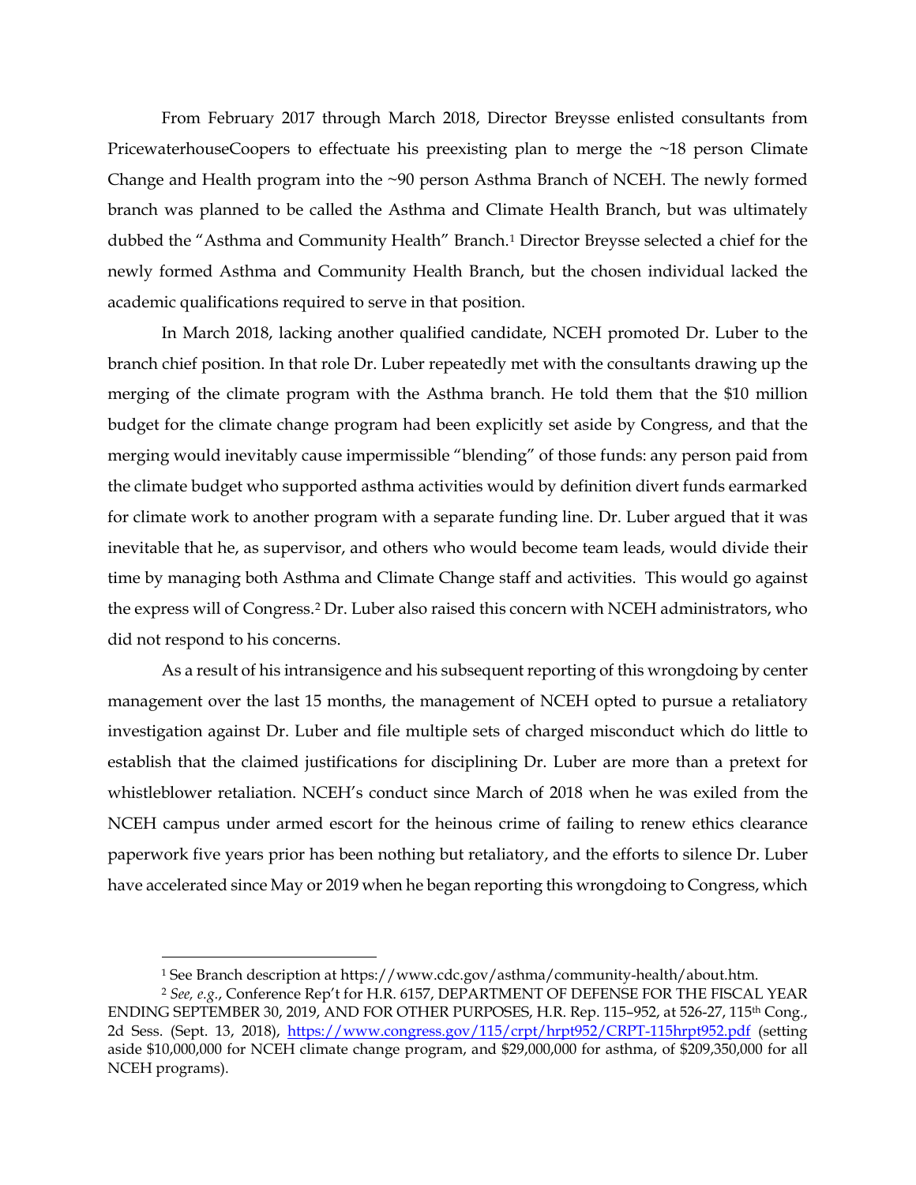From February 2017 through March 2018, Director Breysse enlisted consultants from PricewaterhouseCoopers to effectuate his preexisting plan to merge the ~18 person Climate Change and Health program into the ~90 person Asthma Branch of NCEH. The newly formed branch was planned to be called the Asthma and Climate Health Branch, but was ultimately dubbed the "Asthma and Community Health" Branch.[1] Director Breysse selected a chief for the newly formed Asthma and Community Health Branch, but the chosen individual lacked the academic qualifications required to serve in that position.

In March 2018, lacking another qualified candidate, NCEH promoted Dr. Luber to the branch chief position. In that role Dr. Luber repeatedly met with the consultants drawing up the merging of the climate program with the Asthma branch. He told them that the $10 million budget for the climate change program had been explicitly set aside by Congress, and that the merging would inevitably cause impermissible "blending" of those funds: any person paid from the climate budget who supported asthma activities would by definition divert funds earmarked for climate work to another program with a separate funding line. Dr. Luber argued that it was inevitable that he, as supervisor, and others who would become team leads, would divide their time by managing both Asthma and Climate Change staff and activities. This would go against the express will of Congress.[2] Dr. Luber also raised this concern with NCEH administrators, who did not respond to his concerns.

As a result of his intransigence and his subsequent reporting of this wrongdoing by center management over the last 15 months, the management of NCEH opted to pursue a retaliatory investigation against Dr. Luber and file multiple sets of charged misconduct which do little to establish that the claimed justifications for disciplining Dr. Luber are more than a pretext for whistleblower retaliation. NCEH's conduct since March of 2018 when he was exiled from the NCEH campus under armed escort for the heinous crime of failing to renew ethics clearance paperwork five years prior has been nothing but retaliatory, and the efforts to silence Dr. Luber have accelerated since May or 2019 when he began reporting this wrongdoing to Congress, which

---

[1] See Branch description at https://www.cdc.gov/asthma/community-health/about.htm.

[2] *See, e.g.*, Conference Rep't for H.R. 6157, DEPARTMENT OF DEFENSE FOR THE FISCAL YEAR ENDING SEPTEMBER 30, 2019, AND FOR OTHER PURPOSES, H.R. Rep. 115–952, at 526-27, 115th Cong., 2d Sess. (Sept. 13, 2018), https://www.congress.gov/115/crpt/hrpt952/CRPT-115hrpt952.pdf (setting aside $10,000,000 for NCEH climate change program, and $29,000,000 for asthma, of $209,350,000 for all NCEH programs).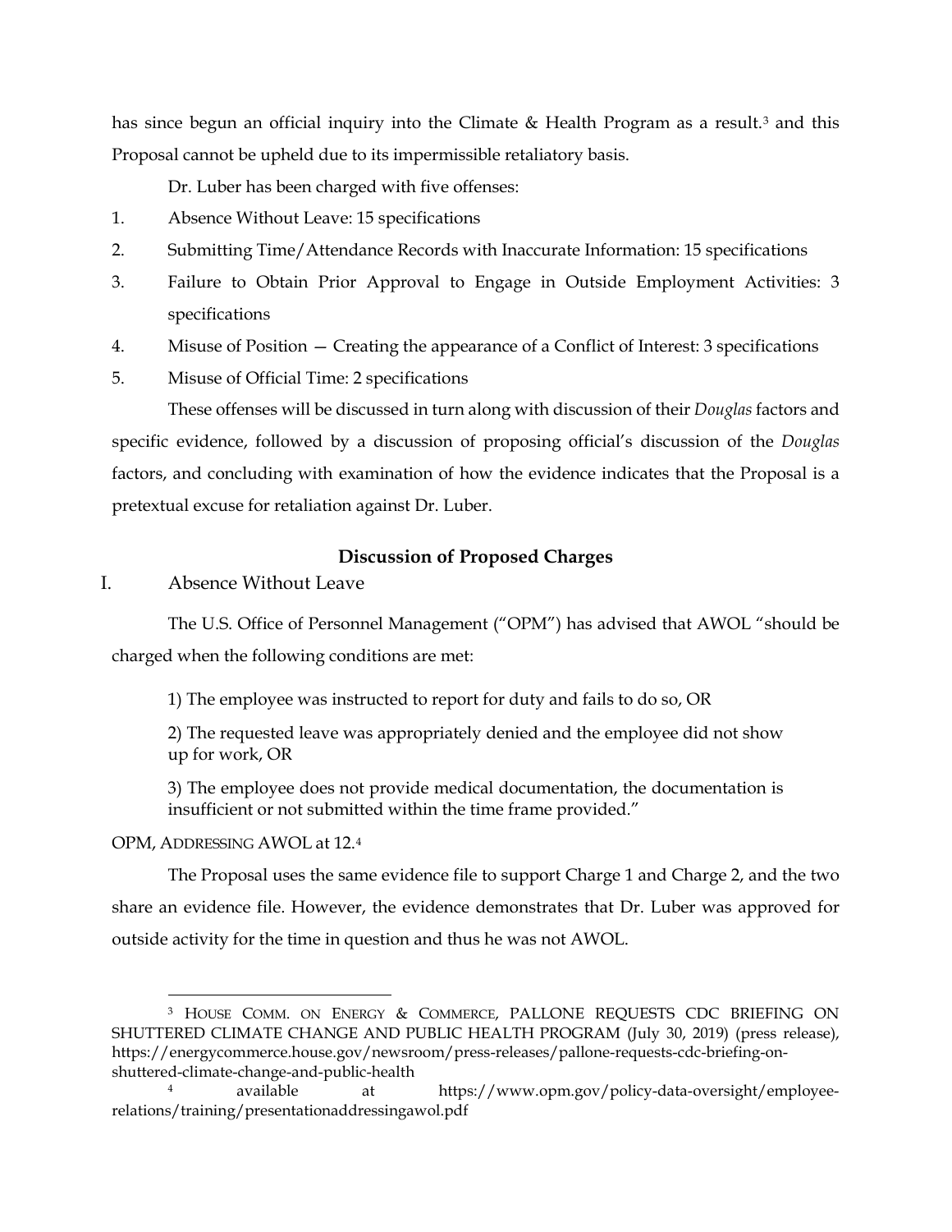has since begun an official inquiry into the Climate & Health Program as a result.[3] and this Proposal cannot be upheld due to its impermissible retaliatory basis.

Dr. Luber has been charged with five offenses:

1. Absence Without Leave: 15 specifications
2. Submitting Time/Attendance Records with Inaccurate Information: 15 specifications
3. Failure to Obtain Prior Approval to Engage in Outside Employment Activities: 3 specifications
4. Misuse of Position — Creating the appearance of a Conflict of Interest: 3 specifications
5. Misuse of Official Time: 2 specifications

These offenses will be discussed in turn along with discussion of their *Douglas* factors and specific evidence, followed by a discussion of proposing official's discussion of the *Douglas* factors, and concluding with examination of how the evidence indicates that the Proposal is a pretextual excuse for retaliation against Dr. Luber.

## Discussion of Proposed Charges

### I. Absence Without Leave

The U.S. Office of Personnel Management ("OPM") has advised that AWOL "should be charged when the following conditions are met:

> 1) The employee was instructed to report for duty and fails to do so, OR
>
> 2) The requested leave was appropriately denied and the employee did not show up for work, OR
>
> 3) The employee does not provide medical documentation, the documentation is insufficient or not submitted within the time frame provided."

OPM, ADDRESSING AWOL at 12.[4]

The Proposal uses the same evidence file to support Charge 1 and Charge 2, and the two share an evidence file. However, the evidence demonstrates that Dr. Luber was approved for outside activity for the time in question and thus he was not AWOL.

---

[3] HOUSE COMM. ON ENERGY & COMMERCE, PALLONE REQUESTS CDC BRIEFING ON SHUTTERED CLIMATE CHANGE AND PUBLIC HEALTH PROGRAM (July 30, 2019) (press release), https://energycommerce.house.gov/newsroom/press-releases/pallone-requests-cdc-briefing-on-shuttered-climate-change-and-public-health

[4] available at https://www.opm.gov/policy-data-oversight/employee-relations/training/presentationaddressingawol.pdf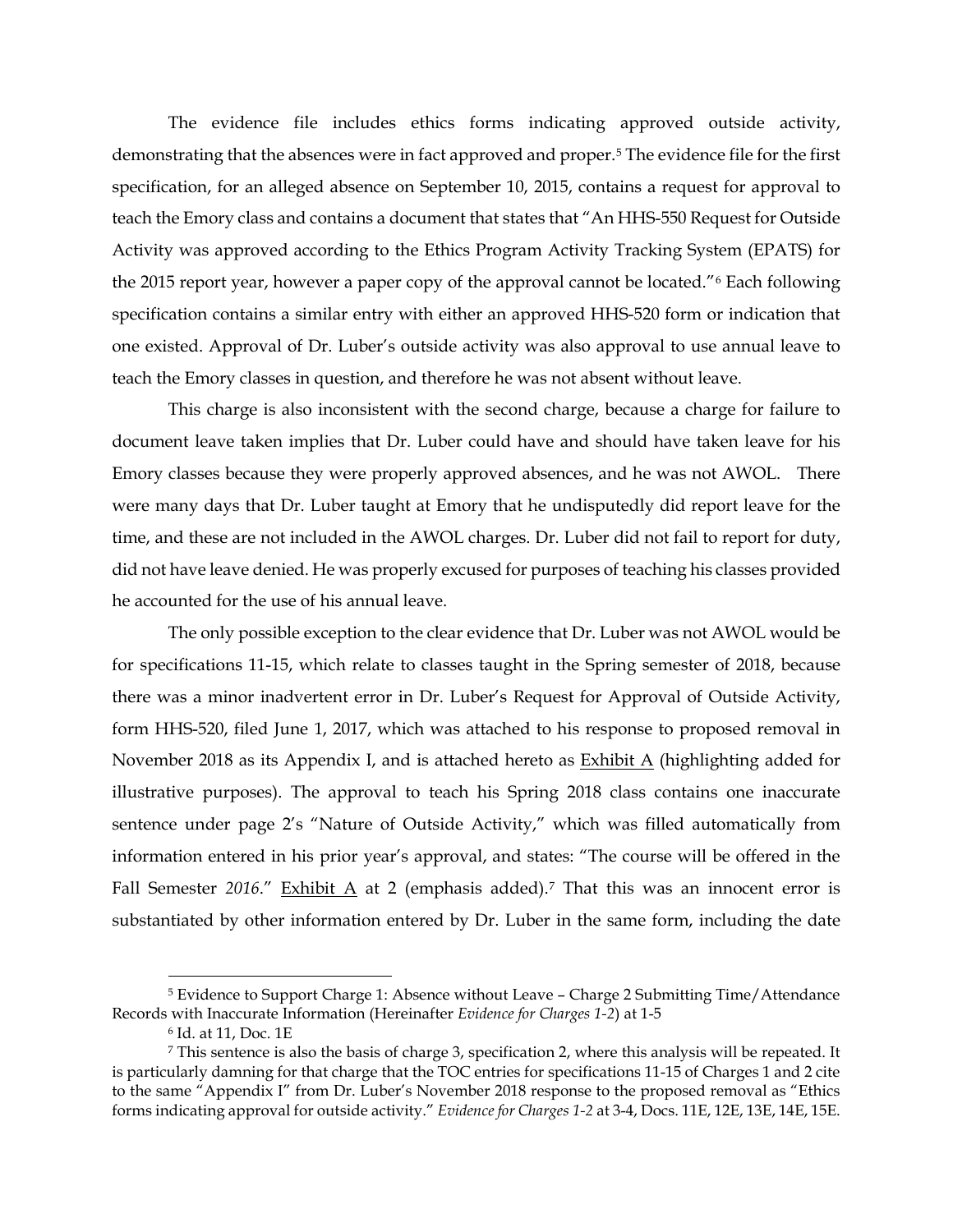The evidence file includes ethics forms indicating approved outside activity, demonstrating that the absences were in fact approved and proper.[5] The evidence file for the first specification, for an alleged absence on September 10, 2015, contains a request for approval to teach the Emory class and contains a document that states that "An HHS-550 Request for Outside Activity was approved according to the Ethics Program Activity Tracking System (EPATS) for the 2015 report year, however a paper copy of the approval cannot be located."[6] Each following specification contains a similar entry with either an approved HHS-520 form or indication that one existed. Approval of Dr. Luber's outside activity was also approval to use annual leave to teach the Emory classes in question, and therefore he was not absent without leave.

This charge is also inconsistent with the second charge, because a charge for failure to document leave taken implies that Dr. Luber could have and should have taken leave for his Emory classes because they were properly approved absences, and he was not AWOL. There were many days that Dr. Luber taught at Emory that he undisputedly did report leave for the time, and these are not included in the AWOL charges. Dr. Luber did not fail to report for duty, did not have leave denied. He was properly excused for purposes of teaching his classes provided he accounted for the use of his annual leave.

The only possible exception to the clear evidence that Dr. Luber was not AWOL would be for specifications 11-15, which relate to classes taught in the Spring semester of 2018, because there was a minor inadvertent error in Dr. Luber's Request for Approval of Outside Activity, form HHS-520, filed June 1, 2017, which was attached to his response to proposed removal in November 2018 as its Appendix I, and is attached hereto as Exhibit A (highlighting added for illustrative purposes). The approval to teach his Spring 2018 class contains one inaccurate sentence under page 2's "Nature of Outside Activity," which was filled automatically from information entered in his prior year's approval, and states: "The course will be offered in the Fall Semester *2016*." Exhibit A at 2 (emphasis added).[7] That this was an innocent error is substantiated by other information entered by Dr. Luber in the same form, including the date

---

[5] Evidence to Support Charge 1: Absence without Leave – Charge 2 Submitting Time/Attendance Records with Inaccurate Information (Hereinafter *Evidence for Charges 1-2*) at 1-5

[6] Id. at 11, Doc. 1E

[7] This sentence is also the basis of charge 3, specification 2, where this analysis will be repeated. It is particularly damning for that charge that the TOC entries for specifications 11-15 of Charges 1 and 2 cite to the same "Appendix I" from Dr. Luber's November 2018 response to the proposed removal as "Ethics forms indicating approval for outside activity." *Evidence for Charges 1-2* at 3-4, Docs. 11E, 12E, 13E, 14E, 15E.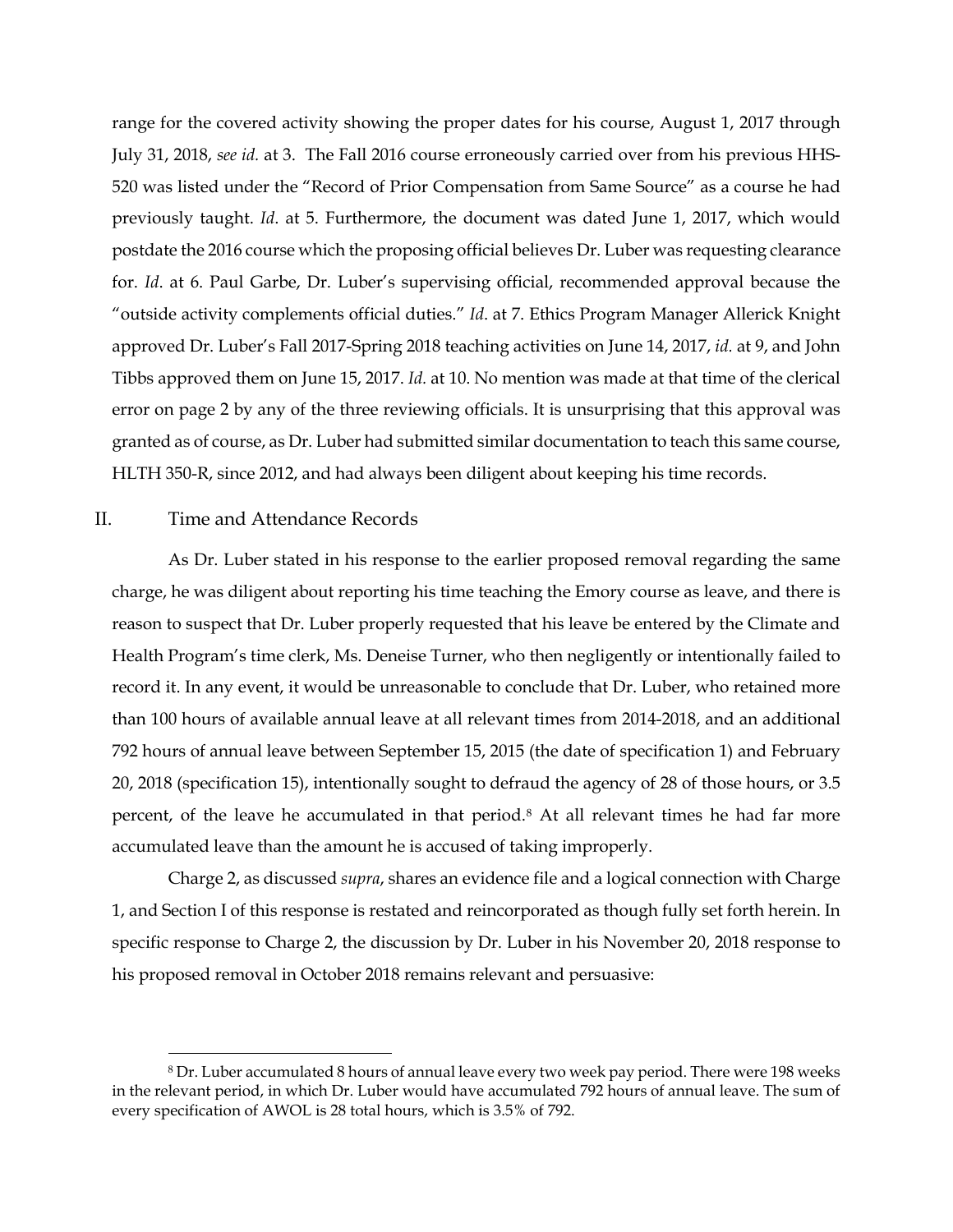range for the covered activity showing the proper dates for his course, August 1, 2017 through July 31, 2018, *see id.* at 3. The Fall 2016 course erroneously carried over from his previous HHS-520 was listed under the "Record of Prior Compensation from Same Source" as a course he had previously taught. *Id.* at 5. Furthermore, the document was dated June 1, 2017, which would postdate the 2016 course which the proposing official believes Dr. Luber was requesting clearance for. *Id.* at 6. Paul Garbe, Dr. Luber's supervising official, recommended approval because the "outside activity complements official duties." *Id.* at 7. Ethics Program Manager Allerick Knight approved Dr. Luber's Fall 2017-Spring 2018 teaching activities on June 14, 2017, *id.* at 9, and John Tibbs approved them on June 15, 2017. *Id.* at 10. No mention was made at that time of the clerical error on page 2 by any of the three reviewing officials. It is unsurprising that this approval was granted as of course, as Dr. Luber had submitted similar documentation to teach this same course, HLTH 350-R, since 2012, and had always been diligent about keeping his time records.

## II. Time and Attendance Records

As Dr. Luber stated in his response to the earlier proposed removal regarding the same charge, he was diligent about reporting his time teaching the Emory course as leave, and there is reason to suspect that Dr. Luber properly requested that his leave be entered by the Climate and Health Program's time clerk, Ms. Deneise Turner, who then negligently or intentionally failed to record it. In any event, it would be unreasonable to conclude that Dr. Luber, who retained more than 100 hours of available annual leave at all relevant times from 2014-2018, and an additional 792 hours of annual leave between September 15, 2015 (the date of specification 1) and February 20, 2018 (specification 15), intentionally sought to defraud the agency of 28 of those hours, or 3.5 percent, of the leave he accumulated in that period.[8] At all relevant times he had far more accumulated leave than the amount he is accused of taking improperly.

Charge 2, as discussed *supra*, shares an evidence file and a logical connection with Charge 1, and Section I of this response is restated and reincorporated as though fully set forth herein. In specific response to Charge 2, the discussion by Dr. Luber in his November 20, 2018 response to his proposed removal in October 2018 remains relevant and persuasive:

---

[8] Dr. Luber accumulated 8 hours of annual leave every two week pay period. There were 198 weeks in the relevant period, in which Dr. Luber would have accumulated 792 hours of annual leave. The sum of every specification of AWOL is 28 total hours, which is 3.5% of 792.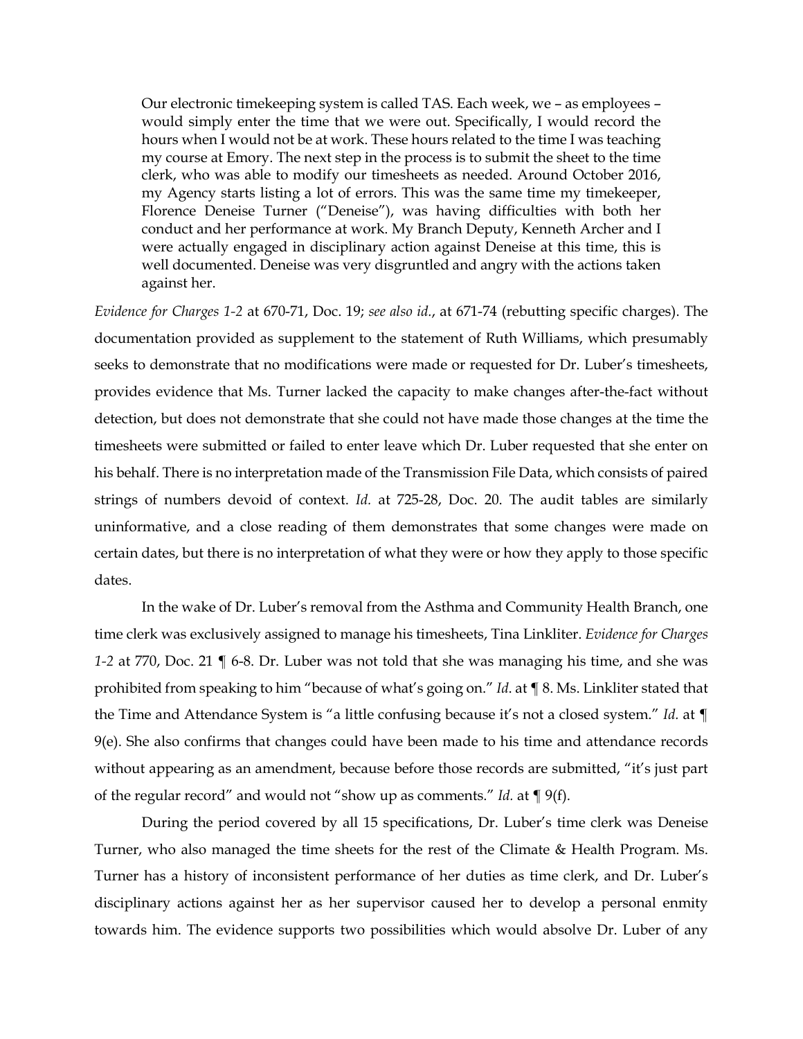> Our electronic timekeeping system is called TAS. Each week, we – as employees – would simply enter the time that we were out. Specifically, I would record the hours when I would not be at work. These hours related to the time I was teaching my course at Emory. The next step in the process is to submit the sheet to the time clerk, who was able to modify our timesheets as needed. Around October 2016, my Agency starts listing a lot of errors. This was the same time my timekeeper, Florence Deneise Turner ("Deneise"), was having difficulties with both her conduct and her performance at work. My Branch Deputy, Kenneth Archer and I were actually engaged in disciplinary action against Deneise at this time, this is well documented. Deneise was very disgruntled and angry with the actions taken against her.

*Evidence for Charges 1-2* at 670-71, Doc. 19; *see also id.*, at 671-74 (rebutting specific charges). The documentation provided as supplement to the statement of Ruth Williams, which presumably seeks to demonstrate that no modifications were made or requested for Dr. Luber's timesheets, provides evidence that Ms. Turner lacked the capacity to make changes after-the-fact without detection, but does not demonstrate that she could not have made those changes at the time the timesheets were submitted or failed to enter leave which Dr. Luber requested that she enter on his behalf. There is no interpretation made of the Transmission File Data, which consists of paired strings of numbers devoid of context. *Id.* at 725-28, Doc. 20. The audit tables are similarly uninformative, and a close reading of them demonstrates that some changes were made on certain dates, but there is no interpretation of what they were or how they apply to those specific dates.

In the wake of Dr. Luber's removal from the Asthma and Community Health Branch, one time clerk was exclusively assigned to manage his timesheets, Tina Linkliter. *Evidence for Charges 1-2* at 770, Doc. 21 ¶ 6-8. Dr. Luber was not told that she was managing his time, and she was prohibited from speaking to him "because of what's going on." *Id.* at ¶ 8. Ms. Linkliter stated that the Time and Attendance System is "a little confusing because it's not a closed system." *Id.* at ¶ 9(e). She also confirms that changes could have been made to his time and attendance records without appearing as an amendment, because before those records are submitted, "it's just part of the regular record" and would not "show up as comments." *Id.* at ¶ 9(f).

During the period covered by all 15 specifications, Dr. Luber's time clerk was Deneise Turner, who also managed the time sheets for the rest of the Climate & Health Program. Ms. Turner has a history of inconsistent performance of her duties as time clerk, and Dr. Luber's disciplinary actions against her as her supervisor caused her to develop a personal enmity towards him. The evidence supports two possibilities which would absolve Dr. Luber of any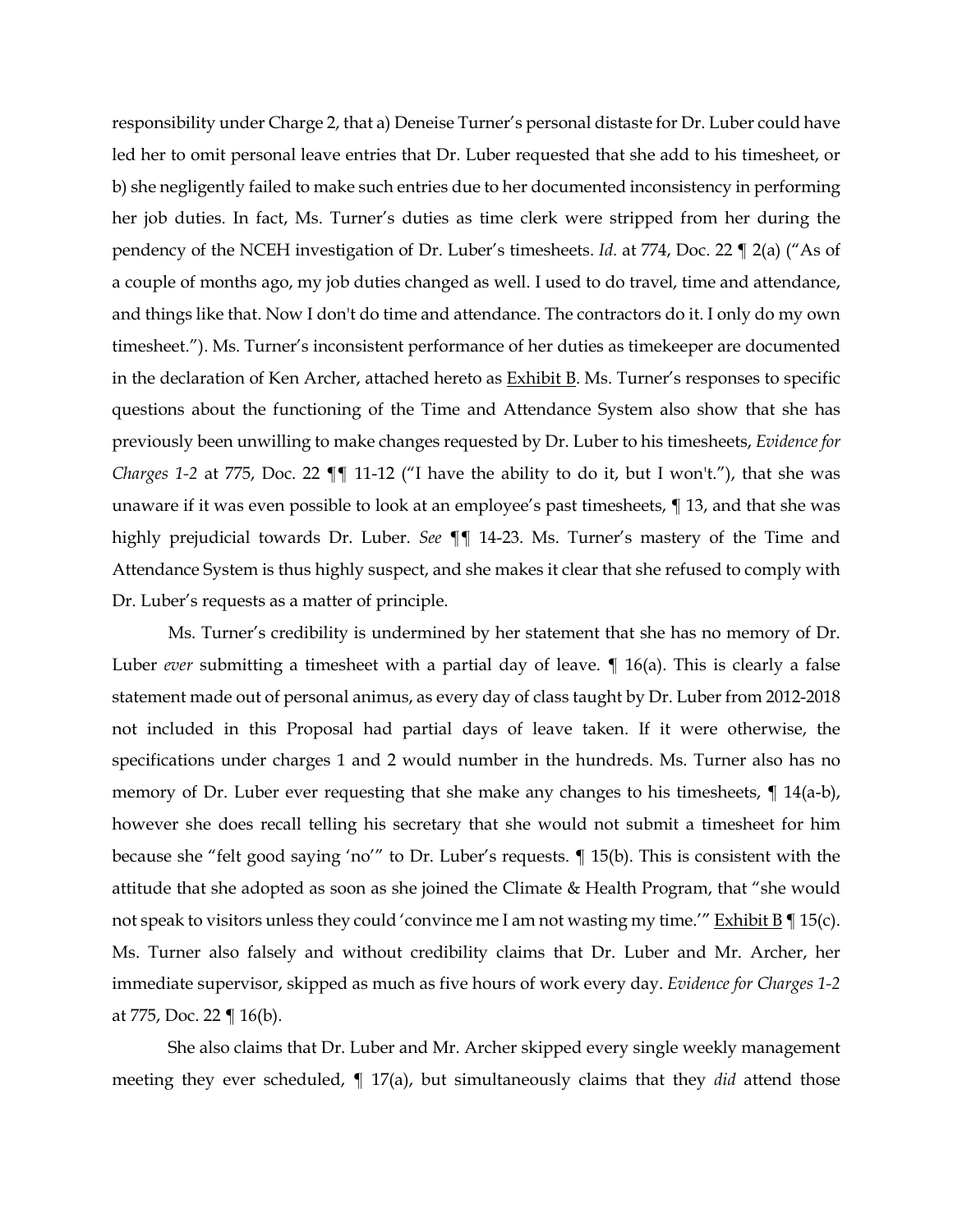responsibility under Charge 2, that a) Deneise Turner's personal distaste for Dr. Luber could have led her to omit personal leave entries that Dr. Luber requested that she add to his timesheet, or b) she negligently failed to make such entries due to her documented inconsistency in performing her job duties. In fact, Ms. Turner's duties as time clerk were stripped from her during the pendency of the NCEH investigation of Dr. Luber's timesheets. *Id.* at 774, Doc. 22 ¶ 2(a) ("As of a couple of months ago, my job duties changed as well. I used to do travel, time and attendance, and things like that. Now I don't do time and attendance. The contractors do it. I only do my own timesheet."). Ms. Turner's inconsistent performance of her duties as timekeeper are documented in the declaration of Ken Archer, attached hereto as Exhibit B. Ms. Turner's responses to specific questions about the functioning of the Time and Attendance System also show that she has previously been unwilling to make changes requested by Dr. Luber to his timesheets, *Evidence for Charges 1-2* at 775, Doc. 22 ¶¶ 11-12 ("I have the ability to do it, but I won't."), that she was unaware if it was even possible to look at an employee's past timesheets, ¶ 13, and that she was highly prejudicial towards Dr. Luber. *See* ¶¶ 14-23. Ms. Turner's mastery of the Time and Attendance System is thus highly suspect, and she makes it clear that she refused to comply with Dr. Luber's requests as a matter of principle.

Ms. Turner's credibility is undermined by her statement that she has no memory of Dr. Luber *ever* submitting a timesheet with a partial day of leave. ¶ 16(a). This is clearly a false statement made out of personal animus, as every day of class taught by Dr. Luber from 2012-2018 not included in this Proposal had partial days of leave taken. If it were otherwise, the specifications under charges 1 and 2 would number in the hundreds. Ms. Turner also has no memory of Dr. Luber ever requesting that she make any changes to his timesheets, ¶ 14(a-b), however she does recall telling his secretary that she would not submit a timesheet for him because she "felt good saying 'no'" to Dr. Luber's requests. ¶ 15(b). This is consistent with the attitude that she adopted as soon as she joined the Climate & Health Program, that "she would not speak to visitors unless they could 'convince me I am not wasting my time.'" Exhibit B ¶ 15(c). Ms. Turner also falsely and without credibility claims that Dr. Luber and Mr. Archer, her immediate supervisor, skipped as much as five hours of work every day. *Evidence for Charges 1-2* at 775, Doc. 22 ¶ 16(b).

She also claims that Dr. Luber and Mr. Archer skipped every single weekly management meeting they ever scheduled, ¶ 17(a), but simultaneously claims that they *did* attend those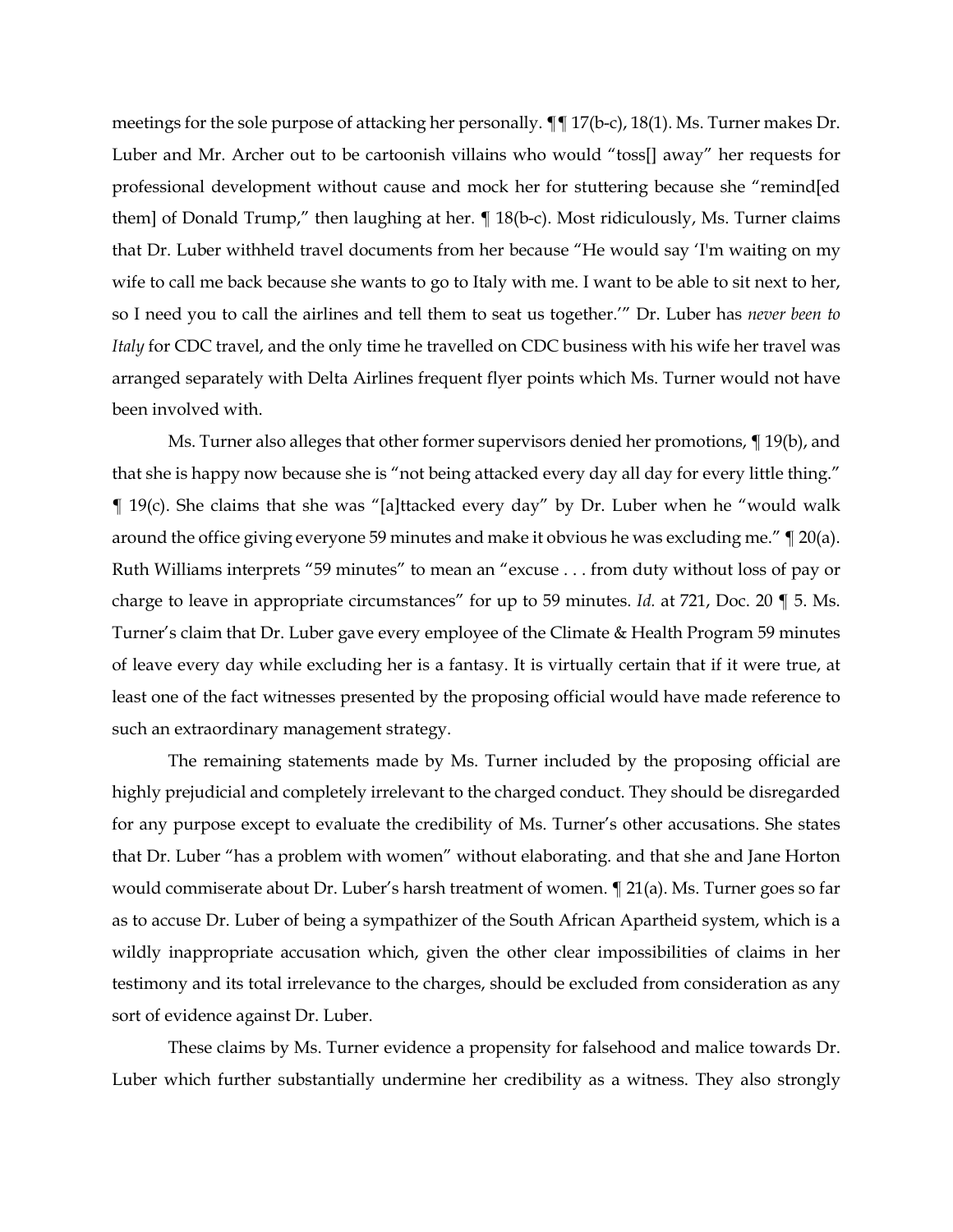meetings for the sole purpose of attacking her personally. ¶¶ 17(b-c), 18(1). Ms. Turner makes Dr. Luber and Mr. Archer out to be cartoonish villains who would "toss[] away" her requests for professional development without cause and mock her for stuttering because she "remind[ed them] of Donald Trump," then laughing at her. ¶ 18(b-c). Most ridiculously, Ms. Turner claims that Dr. Luber withheld travel documents from her because "He would say 'I'm waiting on my wife to call me back because she wants to go to Italy with me. I want to be able to sit next to her, so I need you to call the airlines and tell them to seat us together.'" Dr. Luber has *never been to Italy* for CDC travel, and the only time he travelled on CDC business with his wife her travel was arranged separately with Delta Airlines frequent flyer points which Ms. Turner would not have been involved with.

Ms. Turner also alleges that other former supervisors denied her promotions, ¶ 19(b), and that she is happy now because she is "not being attacked every day all day for every little thing." ¶ 19(c). She claims that she was "[a]ttacked every day" by Dr. Luber when he "would walk around the office giving everyone 59 minutes and make it obvious he was excluding me." ¶ 20(a). Ruth Williams interprets "59 minutes" to mean an "excuse . . . from duty without loss of pay or charge to leave in appropriate circumstances" for up to 59 minutes. *Id.* at 721, Doc. 20 ¶ 5. Ms. Turner's claim that Dr. Luber gave every employee of the Climate & Health Program 59 minutes of leave every day while excluding her is a fantasy. It is virtually certain that if it were true, at least one of the fact witnesses presented by the proposing official would have made reference to such an extraordinary management strategy.

The remaining statements made by Ms. Turner included by the proposing official are highly prejudicial and completely irrelevant to the charged conduct. They should be disregarded for any purpose except to evaluate the credibility of Ms. Turner's other accusations. She states that Dr. Luber "has a problem with women" without elaborating. and that she and Jane Horton would commiserate about Dr. Luber's harsh treatment of women. ¶ 21(a). Ms. Turner goes so far as to accuse Dr. Luber of being a sympathizer of the South African Apartheid system, which is a wildly inappropriate accusation which, given the other clear impossibilities of claims in her testimony and its total irrelevance to the charges, should be excluded from consideration as any sort of evidence against Dr. Luber.

These claims by Ms. Turner evidence a propensity for falsehood and malice towards Dr. Luber which further substantially undermine her credibility as a witness. They also strongly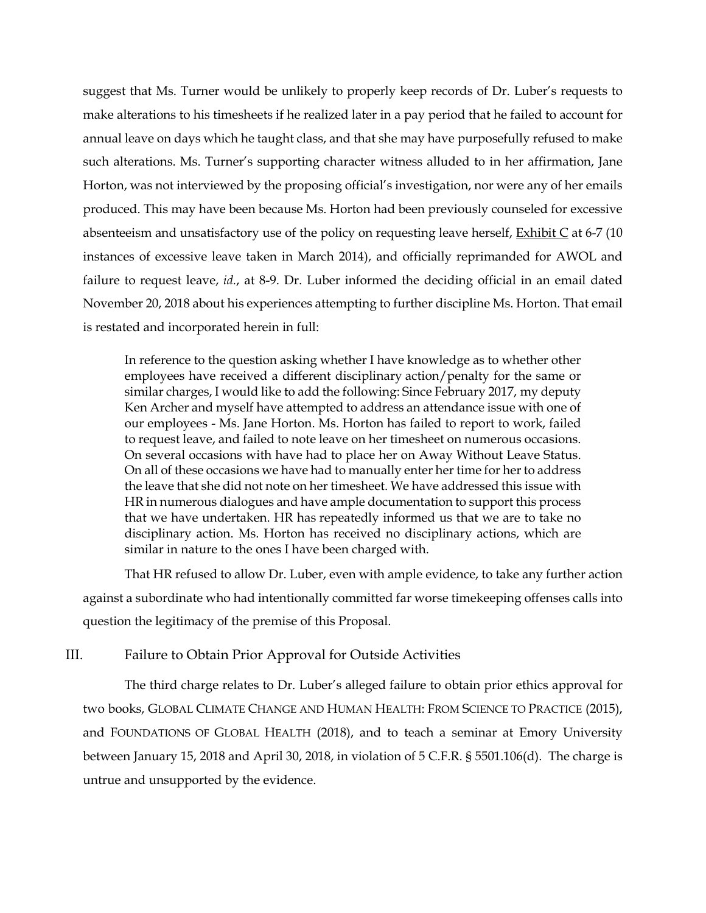suggest that Ms. Turner would be unlikely to properly keep records of Dr. Luber's requests to make alterations to his timesheets if he realized later in a pay period that he failed to account for annual leave on days which he taught class, and that she may have purposefully refused to make such alterations. Ms. Turner's supporting character witness alluded to in her affirmation, Jane Horton, was not interviewed by the proposing official's investigation, nor were any of her emails produced. This may have been because Ms. Horton had been previously counseled for excessive absenteeism and unsatisfactory use of the policy on requesting leave herself, Exhibit C at 6-7 (10 instances of excessive leave taken in March 2014), and officially reprimanded for AWOL and failure to request leave, *id.*, at 8-9. Dr. Luber informed the deciding official in an email dated November 20, 2018 about his experiences attempting to further discipline Ms. Horton. That email is restated and incorporated herein in full:

> In reference to the question asking whether I have knowledge as to whether other employees have received a different disciplinary action/penalty for the same or similar charges, I would like to add the following: Since February 2017, my deputy Ken Archer and myself have attempted to address an attendance issue with one of our employees - Ms. Jane Horton. Ms. Horton has failed to report to work, failed to request leave, and failed to note leave on her timesheet on numerous occasions. On several occasions with have had to place her on Away Without Leave Status. On all of these occasions we have had to manually enter her time for her to address the leave that she did not note on her timesheet. We have addressed this issue with HR in numerous dialogues and have ample documentation to support this process that we have undertaken. HR has repeatedly informed us that we are to take no disciplinary action. Ms. Horton has received no disciplinary actions, which are similar in nature to the ones I have been charged with.

That HR refused to allow Dr. Luber, even with ample evidence, to take any further action against a subordinate who had intentionally committed far worse timekeeping offenses calls into question the legitimacy of the premise of this Proposal.

## III. Failure to Obtain Prior Approval for Outside Activities

The third charge relates to Dr. Luber's alleged failure to obtain prior ethics approval for two books, GLOBAL CLIMATE CHANGE AND HUMAN HEALTH: FROM SCIENCE TO PRACTICE (2015), and FOUNDATIONS OF GLOBAL HEALTH (2018), and to teach a seminar at Emory University between January 15, 2018 and April 30, 2018, in violation of 5 C.F.R. § 5501.106(d). The charge is untrue and unsupported by the evidence.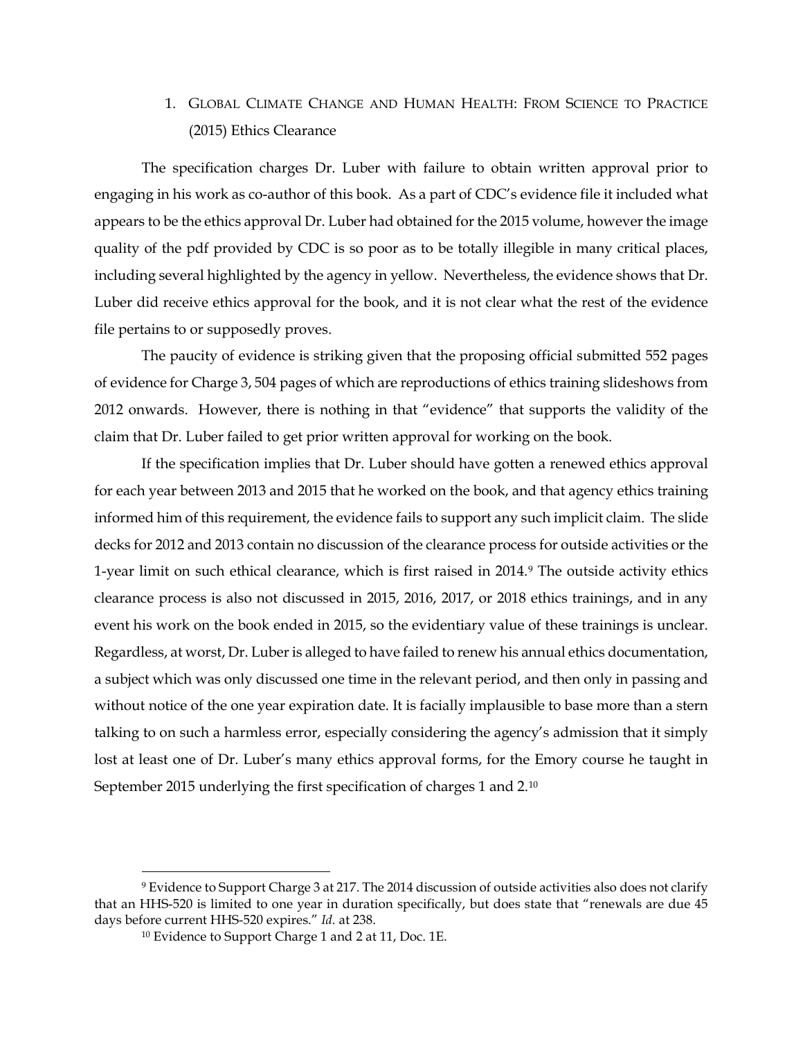1. GLOBAL CLIMATE CHANGE AND HUMAN HEALTH: FROM SCIENCE TO PRACTICE (2015) Ethics Clearance

The specification charges Dr. Luber with failure to obtain written approval prior to engaging in his work as co-author of this book. As a part of CDC's evidence file it included what appears to be the ethics approval Dr. Luber had obtained for the 2015 volume, however the image quality of the pdf provided by CDC is so poor as to be totally illegible in many critical places, including several highlighted by the agency in yellow. Nevertheless, the evidence shows that Dr. Luber did receive ethics approval for the book, and it is not clear what the rest of the evidence file pertains to or supposedly proves.

The paucity of evidence is striking given that the proposing official submitted 552 pages of evidence for Charge 3, 504 pages of which are reproductions of ethics training slideshows from 2012 onwards. However, there is nothing in that "evidence" that supports the validity of the claim that Dr. Luber failed to get prior written approval for working on the book.

If the specification implies that Dr. Luber should have gotten a renewed ethics approval for each year between 2013 and 2015 that he worked on the book, and that agency ethics training informed him of this requirement, the evidence fails to support any such implicit claim. The slide decks for 2012 and 2013 contain no discussion of the clearance process for outside activities or the 1-year limit on such ethical clearance, which is first raised in 2014.[9] The outside activity ethics clearance process is also not discussed in 2015, 2016, 2017, or 2018 ethics trainings, and in any event his work on the book ended in 2015, so the evidentiary value of these trainings is unclear. Regardless, at worst, Dr. Luber is alleged to have failed to renew his annual ethics documentation, a subject which was only discussed one time in the relevant period, and then only in passing and without notice of the one year expiration date. It is facially implausible to base more than a stern talking to on such a harmless error, especially considering the agency's admission that it simply lost at least one of Dr. Luber's many ethics approval forms, for the Emory course he taught in September 2015 underlying the first specification of charges 1 and 2.[10]

---

[9] Evidence to Support Charge 3 at 217. The 2014 discussion of outside activities also does not clarify that an HHS-520 is limited to one year in duration specifically, but does state that "renewals are due 45 days before current HHS-520 expires." *Id.* at 238.

[10] Evidence to Support Charge 1 and 2 at 11, Doc. 1E.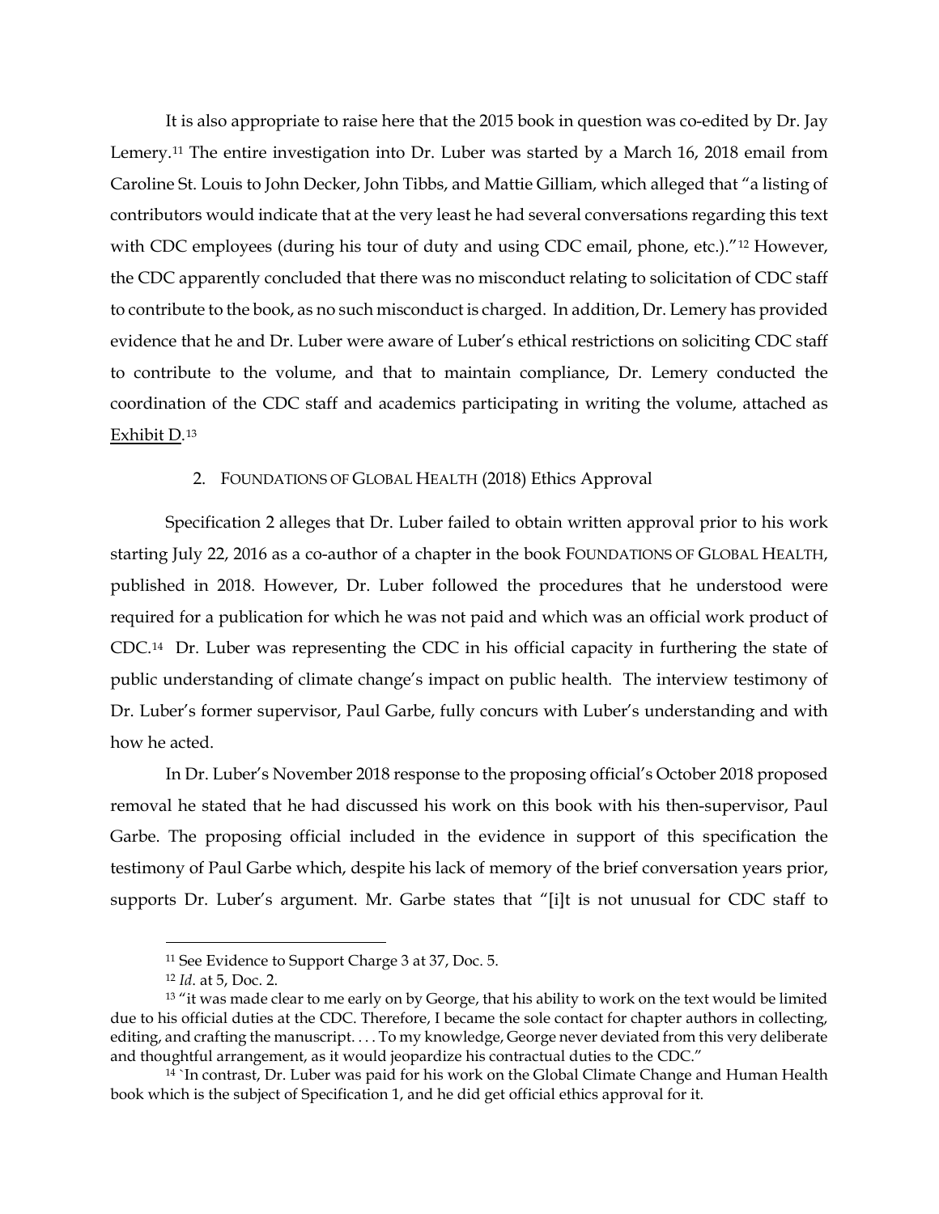It is also appropriate to raise here that the 2015 book in question was co-edited by Dr. Jay Lemery.[11] The entire investigation into Dr. Luber was started by a March 16, 2018 email from Caroline St. Louis to John Decker, John Tibbs, and Mattie Gilliam, which alleged that "a listing of contributors would indicate that at the very least he had several conversations regarding this text with CDC employees (during his tour of duty and using CDC email, phone, etc.)."[12] However, the CDC apparently concluded that there was no misconduct relating to solicitation of CDC staff to contribute to the book, as no such misconduct is charged. In addition, Dr. Lemery has provided evidence that he and Dr. Luber were aware of Luber's ethical restrictions on soliciting CDC staff to contribute to the volume, and that to maintain compliance, Dr. Lemery conducted the coordination of the CDC staff and academics participating in writing the volume, attached as Exhibit D.[13]

2. FOUNDATIONS OF GLOBAL HEALTH (2018) Ethics Approval

Specification 2 alleges that Dr. Luber failed to obtain written approval prior to his work starting July 22, 2016 as a co-author of a chapter in the book FOUNDATIONS OF GLOBAL HEALTH, published in 2018. However, Dr. Luber followed the procedures that he understood were required for a publication for which he was not paid and which was an official work product of CDC.[14] Dr. Luber was representing the CDC in his official capacity in furthering the state of public understanding of climate change's impact on public health. The interview testimony of Dr. Luber's former supervisor, Paul Garbe, fully concurs with Luber's understanding and with how he acted.

In Dr. Luber's November 2018 response to the proposing official's October 2018 proposed removal he stated that he had discussed his work on this book with his then-supervisor, Paul Garbe. The proposing official included in the evidence in support of this specification the testimony of Paul Garbe which, despite his lack of memory of the brief conversation years prior, supports Dr. Luber's argument. Mr. Garbe states that "[i]t is not unusual for CDC staff to

---

[11] See Evidence to Support Charge 3 at 37, Doc. 5.

[12] *Id*. at 5, Doc. 2.

[13] "it was made clear to me early on by George, that his ability to work on the text would be limited due to his official duties at the CDC. Therefore, I became the sole contact for chapter authors in collecting, editing, and crafting the manuscript. . . . To my knowledge, George never deviated from this very deliberate and thoughtful arrangement, as it would jeopardize his contractual duties to the CDC."

[14] `In contrast, Dr. Luber was paid for his work on the Global Climate Change and Human Health book which is the subject of Specification 1, and he did get official ethics approval for it.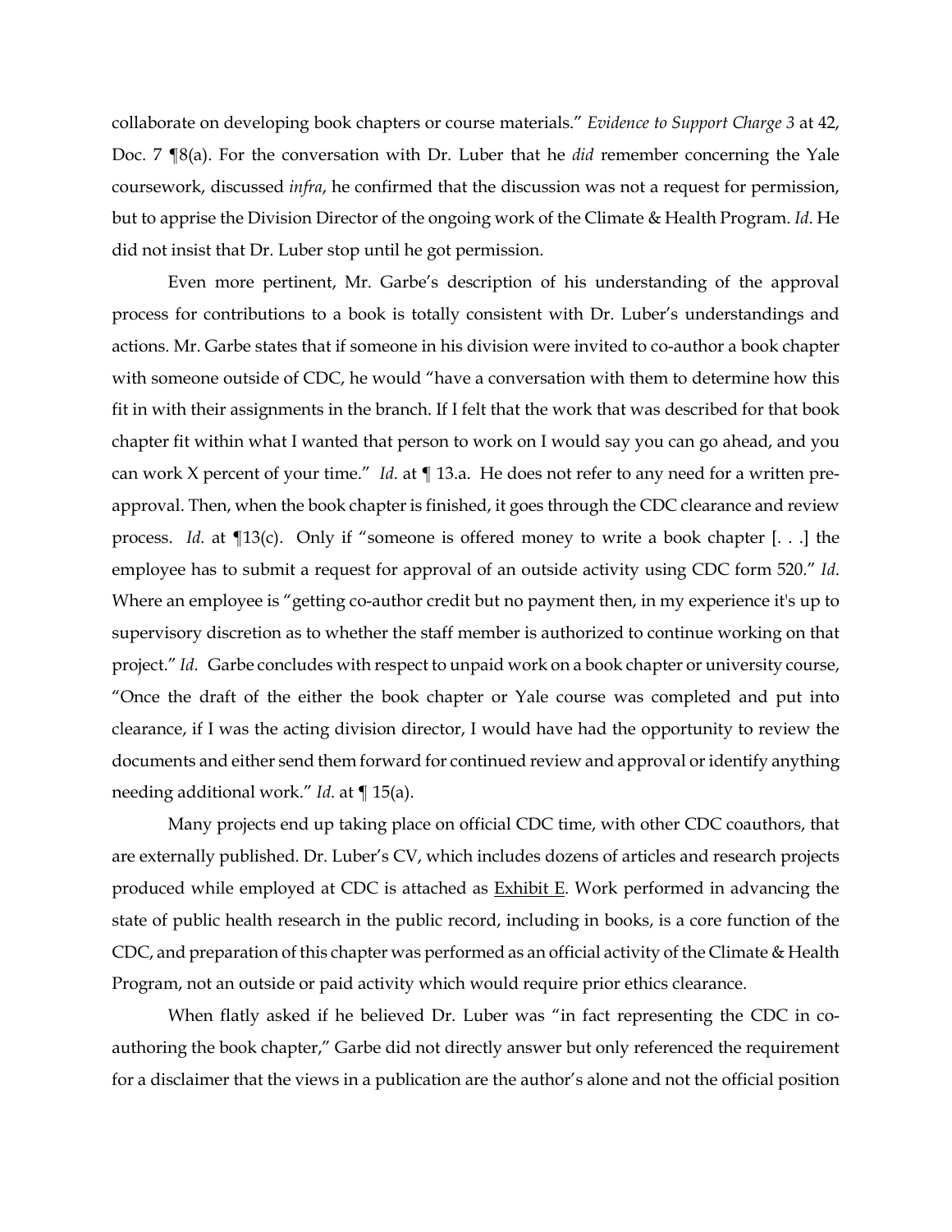collaborate on developing book chapters or course materials." *Evidence to Support Charge 3* at 42, Doc. 7 ¶8(a). For the conversation with Dr. Luber that he *did* remember concerning the Yale coursework, discussed *infra*, he confirmed that the discussion was not a request for permission, but to apprise the Division Director of the ongoing work of the Climate & Health Program. *Id.* He did not insist that Dr. Luber stop until he got permission.

Even more pertinent, Mr. Garbe's description of his understanding of the approval process for contributions to a book is totally consistent with Dr. Luber's understandings and actions. Mr. Garbe states that if someone in his division were invited to co-author a book chapter with someone outside of CDC, he would "have a conversation with them to determine how this fit in with their assignments in the branch. If I felt that the work that was described for that book chapter fit within what I wanted that person to work on I would say you can go ahead, and you can work X percent of your time." *Id.* at ¶ 13.a. He does not refer to any need for a written pre-approval. Then, when the book chapter is finished, it goes through the CDC clearance and review process. *Id.* at ¶13(c). Only if "someone is offered money to write a book chapter [. . .] the employee has to submit a request for approval of an outside activity using CDC form 520." *Id.* Where an employee is "getting co-author credit but no payment then, in my experience it's up to supervisory discretion as to whether the staff member is authorized to continue working on that project." *Id*. Garbe concludes with respect to unpaid work on a book chapter or university course, "Once the draft of the either the book chapter or Yale course was completed and put into clearance, if I was the acting division director, I would have had the opportunity to review the documents and either send them forward for continued review and approval or identify anything needing additional work." *Id.* at ¶ 15(a).

Many projects end up taking place on official CDC time, with other CDC coauthors, that are externally published. Dr. Luber's CV, which includes dozens of articles and research projects produced while employed at CDC is attached as <u>Exhibit E</u>. Work performed in advancing the state of public health research in the public record, including in books, is a core function of the CDC, and preparation of this chapter was performed as an official activity of the Climate & Health Program, not an outside or paid activity which would require prior ethics clearance.

When flatly asked if he believed Dr. Luber was "in fact representing the CDC in co-authoring the book chapter," Garbe did not directly answer but only referenced the requirement for a disclaimer that the views in a publication are the author's alone and not the official position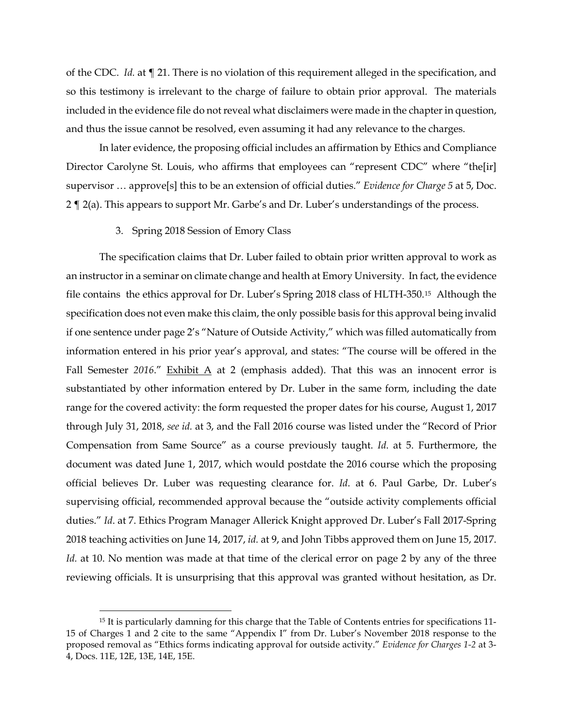of the CDC. *Id.* at ¶ 21. There is no violation of this requirement alleged in the specification, and so this testimony is irrelevant to the charge of failure to obtain prior approval. The materials included in the evidence file do not reveal what disclaimers were made in the chapter in question, and thus the issue cannot be resolved, even assuming it had any relevance to the charges.

In later evidence, the proposing official includes an affirmation by Ethics and Compliance Director Carolyne St. Louis, who affirms that employees can "represent CDC" where "the[ir] supervisor … approve[s] this to be an extension of official duties." *Evidence for Charge 5* at 5, Doc. 2 ¶ 2(a). This appears to support Mr. Garbe's and Dr. Luber's understandings of the process.

3. Spring 2018 Session of Emory Class

The specification claims that Dr. Luber failed to obtain prior written approval to work as an instructor in a seminar on climate change and health at Emory University. In fact, the evidence file contains the ethics approval for Dr. Luber's Spring 2018 class of HLTH-350.[15] Although the specification does not even make this claim, the only possible basis for this approval being invalid if one sentence under page 2's "Nature of Outside Activity," which was filled automatically from information entered in his prior year's approval, and states: "The course will be offered in the Fall Semester *2016*." Exhibit A at 2 (emphasis added). That this was an innocent error is substantiated by other information entered by Dr. Luber in the same form, including the date range for the covered activity: the form requested the proper dates for his course, August 1, 2017 through July 31, 2018, *see id.* at 3, and the Fall 2016 course was listed under the "Record of Prior Compensation from Same Source" as a course previously taught. *Id.* at 5. Furthermore, the document was dated June 1, 2017, which would postdate the 2016 course which the proposing official believes Dr. Luber was requesting clearance for. *Id.* at 6. Paul Garbe, Dr. Luber's supervising official, recommended approval because the "outside activity complements official duties." *Id.* at 7. Ethics Program Manager Allerick Knight approved Dr. Luber's Fall 2017-Spring 2018 teaching activities on June 14, 2017, *id.* at 9, and John Tibbs approved them on June 15, 2017. *Id.* at 10. No mention was made at that time of the clerical error on page 2 by any of the three reviewing officials. It is unsurprising that this approval was granted without hesitation, as Dr.

[15] It is particularly damning for this charge that the Table of Contents entries for specifications 11-15 of Charges 1 and 2 cite to the same "Appendix I" from Dr. Luber's November 2018 response to the proposed removal as "Ethics forms indicating approval for outside activity." *Evidence for Charges 1-2* at 3-4, Docs. 11E, 12E, 13E, 14E, 15E.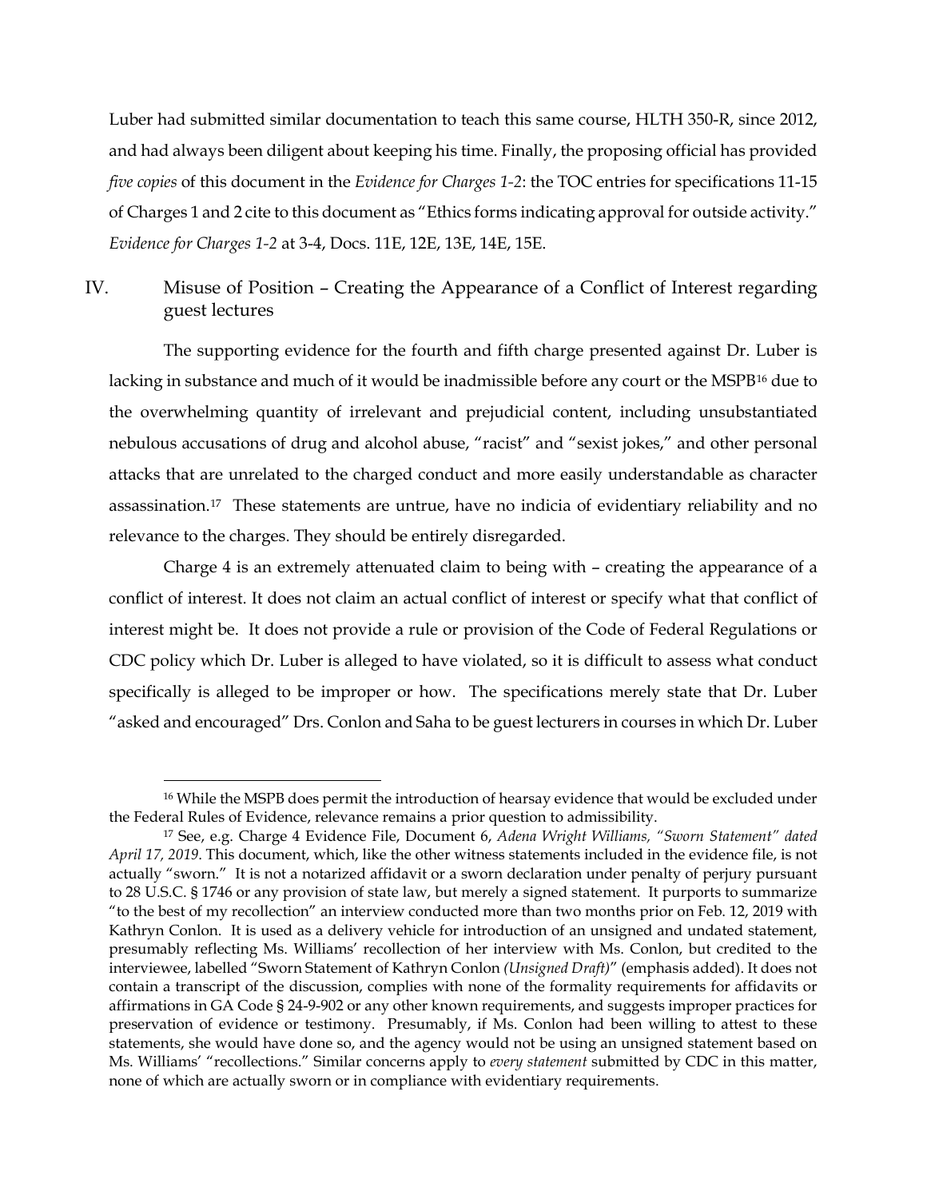Luber had submitted similar documentation to teach this same course, HLTH 350-R, since 2012, and had always been diligent about keeping his time. Finally, the proposing official has provided *five copies* of this document in the *Evidence for Charges 1-2*: the TOC entries for specifications 11-15 of Charges 1 and 2 cite to this document as "Ethics forms indicating approval for outside activity." *Evidence for Charges 1-2* at 3-4, Docs. 11E, 12E, 13E, 14E, 15E.

## IV. Misuse of Position – Creating the Appearance of a Conflict of Interest regarding guest lectures

The supporting evidence for the fourth and fifth charge presented against Dr. Luber is lacking in substance and much of it would be inadmissible before any court or the MSPB[16] due to the overwhelming quantity of irrelevant and prejudicial content, including unsubstantiated nebulous accusations of drug and alcohol abuse, "racist" and "sexist jokes," and other personal attacks that are unrelated to the charged conduct and more easily understandable as character assassination.[17] These statements are untrue, have no indicia of evidentiary reliability and no relevance to the charges. They should be entirely disregarded.

Charge 4 is an extremely attenuated claim to being with – creating the appearance of a conflict of interest. It does not claim an actual conflict of interest or specify what that conflict of interest might be. It does not provide a rule or provision of the Code of Federal Regulations or CDC policy which Dr. Luber is alleged to have violated, so it is difficult to assess what conduct specifically is alleged to be improper or how. The specifications merely state that Dr. Luber "asked and encouraged" Drs. Conlon and Saha to be guest lecturers in courses in which Dr. Luber

---

[16] While the MSPB does permit the introduction of hearsay evidence that would be excluded under the Federal Rules of Evidence, relevance remains a prior question to admissibility.

[17] See, e.g. Charge 4 Evidence File, Document 6, *Adena Wright Williams, "Sworn Statement" dated April 17, 2019*. This document, which, like the other witness statements included in the evidence file, is not actually "sworn." It is not a notarized affidavit or a sworn declaration under penalty of perjury pursuant to 28 U.S.C. § 1746 or any provision of state law, but merely a signed statement. It purports to summarize "to the best of my recollection" an interview conducted more than two months prior on Feb. 12, 2019 with Kathryn Conlon. It is used as a delivery vehicle for introduction of an unsigned and undated statement, presumably reflecting Ms. Williams' recollection of her interview with Ms. Conlon, but credited to the interviewee, labelled "Sworn Statement of Kathryn Conlon *(Unsigned Draft)*" (emphasis added). It does not contain a transcript of the discussion, complies with none of the formality requirements for affidavits or affirmations in GA Code § 24-9-902 or any other known requirements, and suggests improper practices for preservation of evidence or testimony. Presumably, if Ms. Conlon had been willing to attest to these statements, she would have done so, and the agency would not be using an unsigned statement based on Ms. Williams' "recollections." Similar concerns apply to *every statement* submitted by CDC in this matter, none of which are actually sworn or in compliance with evidentiary requirements.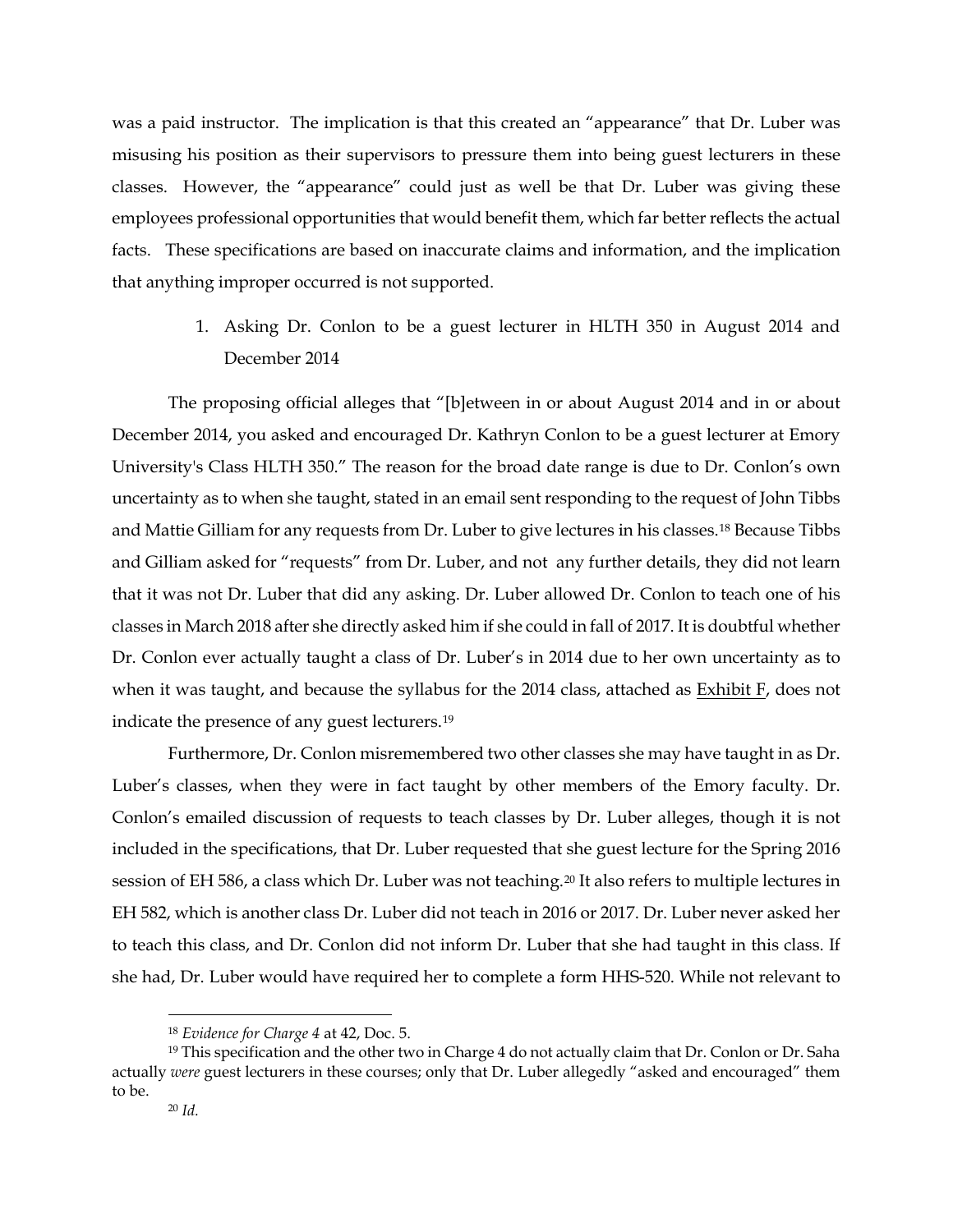was a paid instructor. The implication is that this created an "appearance" that Dr. Luber was misusing his position as their supervisors to pressure them into being guest lecturers in these classes. However, the "appearance" could just as well be that Dr. Luber was giving these employees professional opportunities that would benefit them, which far better reflects the actual facts. These specifications are based on inaccurate claims and information, and the implication that anything improper occurred is not supported.

1. Asking Dr. Conlon to be a guest lecturer in HLTH 350 in August 2014 and December 2014

The proposing official alleges that "[b]etween in or about August 2014 and in or about December 2014, you asked and encouraged Dr. Kathryn Conlon to be a guest lecturer at Emory University's Class HLTH 350." The reason for the broad date range is due to Dr. Conlon's own uncertainty as to when she taught, stated in an email sent responding to the request of John Tibbs and Mattie Gilliam for any requests from Dr. Luber to give lectures in his classes.[18] Because Tibbs and Gilliam asked for "requests" from Dr. Luber, and not any further details, they did not learn that it was not Dr. Luber that did any asking. Dr. Luber allowed Dr. Conlon to teach one of his classes in March 2018 after she directly asked him if she could in fall of 2017. It is doubtful whether Dr. Conlon ever actually taught a class of Dr. Luber's in 2014 due to her own uncertainty as to when it was taught, and because the syllabus for the 2014 class, attached as Exhibit F, does not indicate the presence of any guest lecturers.[19]

Furthermore, Dr. Conlon misremembered two other classes she may have taught in as Dr. Luber's classes, when they were in fact taught by other members of the Emory faculty. Dr. Conlon's emailed discussion of requests to teach classes by Dr. Luber alleges, though it is not included in the specifications, that Dr. Luber requested that she guest lecture for the Spring 2016 session of EH 586, a class which Dr. Luber was not teaching.[20] It also refers to multiple lectures in EH 582, which is another class Dr. Luber did not teach in 2016 or 2017. Dr. Luber never asked her to teach this class, and Dr. Conlon did not inform Dr. Luber that she had taught in this class. If she had, Dr. Luber would have required her to complete a form HHS-520. While not relevant to

---

[18] *Evidence for Charge 4* at 42, Doc. 5.

[19] This specification and the other two in Charge 4 do not actually claim that Dr. Conlon or Dr. Saha actually *were* guest lecturers in these courses; only that Dr. Luber allegedly "asked and encouraged" them to be.

[20] *Id.*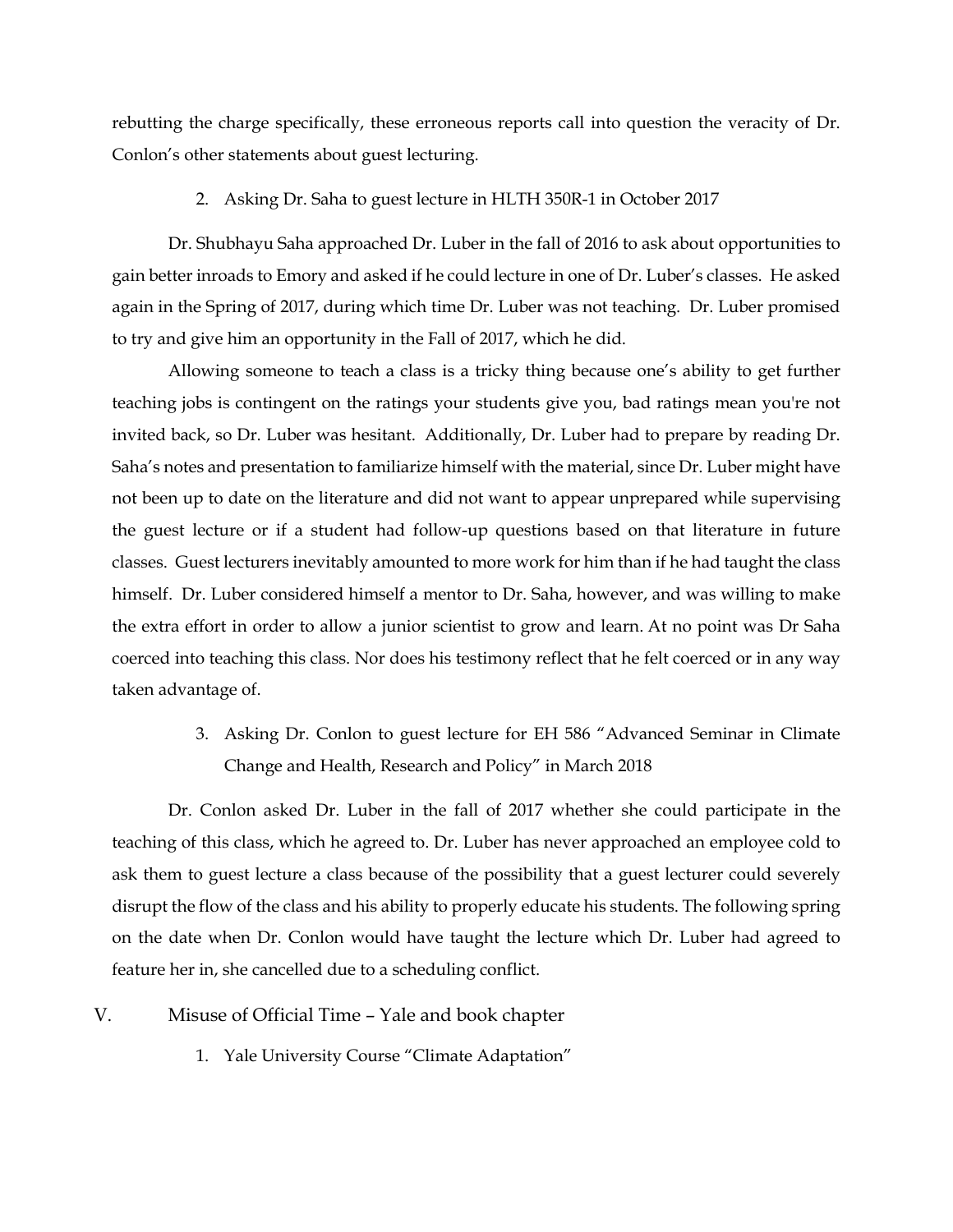rebutting the charge specifically, these erroneous reports call into question the veracity of Dr. Conlon's other statements about guest lecturing.

2. Asking Dr. Saha to guest lecture in HLTH 350R-1 in October 2017

Dr. Shubhayu Saha approached Dr. Luber in the fall of 2016 to ask about opportunities to gain better inroads to Emory and asked if he could lecture in one of Dr. Luber's classes. He asked again in the Spring of 2017, during which time Dr. Luber was not teaching. Dr. Luber promised to try and give him an opportunity in the Fall of 2017, which he did.

Allowing someone to teach a class is a tricky thing because one's ability to get further teaching jobs is contingent on the ratings your students give you, bad ratings mean you're not invited back, so Dr. Luber was hesitant. Additionally, Dr. Luber had to prepare by reading Dr. Saha's notes and presentation to familiarize himself with the material, since Dr. Luber might have not been up to date on the literature and did not want to appear unprepared while supervising the guest lecture or if a student had follow-up questions based on that literature in future classes. Guest lecturers inevitably amounted to more work for him than if he had taught the class himself. Dr. Luber considered himself a mentor to Dr. Saha, however, and was willing to make the extra effort in order to allow a junior scientist to grow and learn. At no point was Dr Saha coerced into teaching this class. Nor does his testimony reflect that he felt coerced or in any way taken advantage of.

3. Asking Dr. Conlon to guest lecture for EH 586 "Advanced Seminar in Climate Change and Health, Research and Policy" in March 2018

Dr. Conlon asked Dr. Luber in the fall of 2017 whether she could participate in the teaching of this class, which he agreed to. Dr. Luber has never approached an employee cold to ask them to guest lecture a class because of the possibility that a guest lecturer could severely disrupt the flow of the class and his ability to properly educate his students. The following spring on the date when Dr. Conlon would have taught the lecture which Dr. Luber had agreed to feature her in, she cancelled due to a scheduling conflict.

## V. Misuse of Official Time – Yale and book chapter

1. Yale University Course "Climate Adaptation"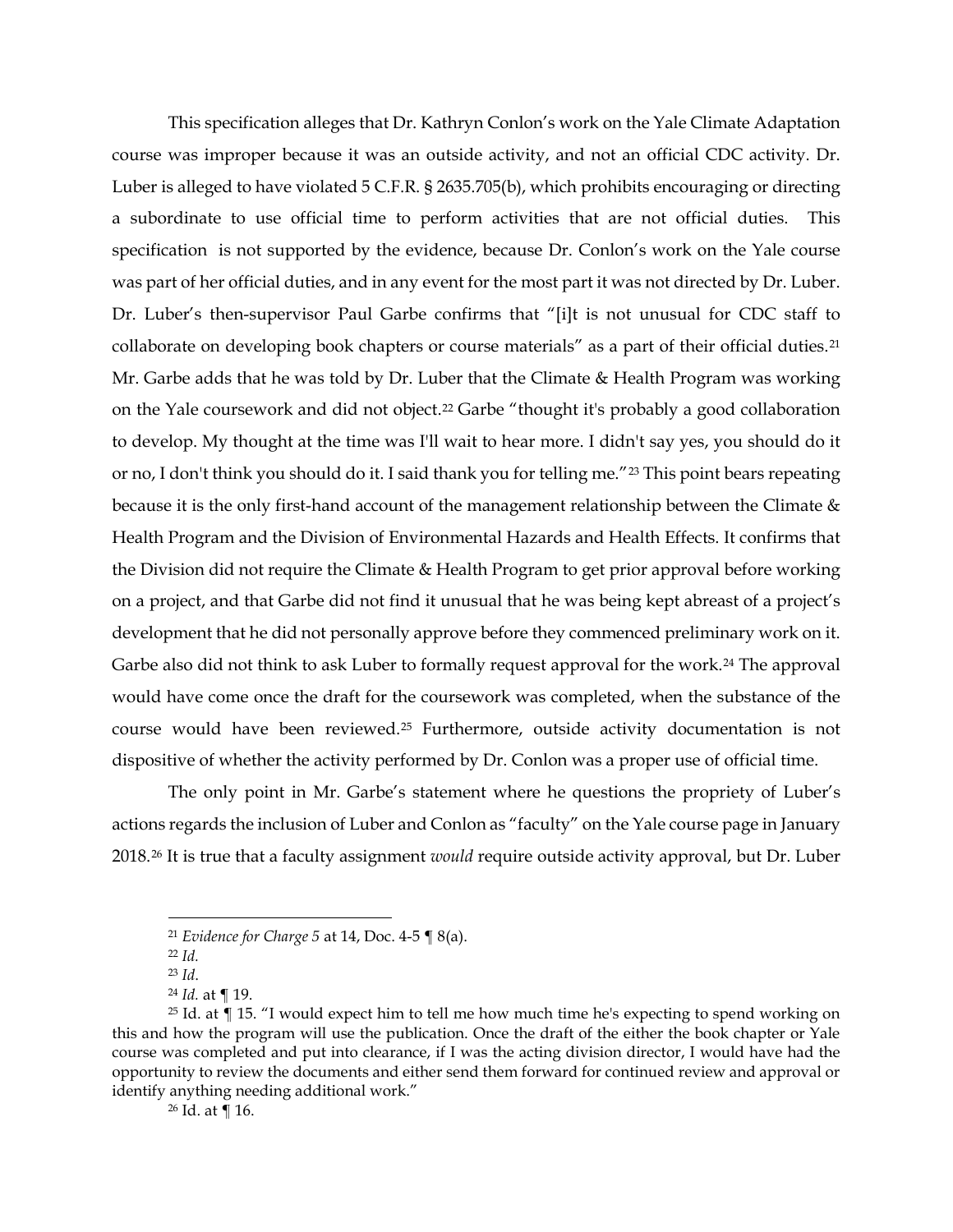This specification alleges that Dr. Kathryn Conlon's work on the Yale Climate Adaptation course was improper because it was an outside activity, and not an official CDC activity. Dr. Luber is alleged to have violated 5 C.F.R. § 2635.705(b), which prohibits encouraging or directing a subordinate to use official time to perform activities that are not official duties. This specification is not supported by the evidence, because Dr. Conlon's work on the Yale course was part of her official duties, and in any event for the most part it was not directed by Dr. Luber. Dr. Luber's then-supervisor Paul Garbe confirms that "[i]t is not unusual for CDC staff to collaborate on developing book chapters or course materials" as a part of their official duties.[21] Mr. Garbe adds that he was told by Dr. Luber that the Climate & Health Program was working on the Yale coursework and did not object.[22] Garbe "thought it's probably a good collaboration to develop. My thought at the time was I'll wait to hear more. I didn't say yes, you should do it or no, I don't think you should do it. I said thank you for telling me."[23] This point bears repeating because it is the only first-hand account of the management relationship between the Climate & Health Program and the Division of Environmental Hazards and Health Effects. It confirms that the Division did not require the Climate & Health Program to get prior approval before working on a project, and that Garbe did not find it unusual that he was being kept abreast of a project's development that he did not personally approve before they commenced preliminary work on it. Garbe also did not think to ask Luber to formally request approval for the work.[24] The approval would have come once the draft for the coursework was completed, when the substance of the course would have been reviewed.[25] Furthermore, outside activity documentation is not dispositive of whether the activity performed by Dr. Conlon was a proper use of official time.

The only point in Mr. Garbe's statement where he questions the propriety of Luber's actions regards the inclusion of Luber and Conlon as "faculty" on the Yale course page in January 2018.[26] It is true that a faculty assignment *would* require outside activity approval, but Dr. Luber

---

[21] *Evidence for Charge 5* at 14, Doc. 4-5 ¶ 8(a).

[22] *Id.*

[23] *Id*.

[24] *Id.* at ¶ 19.

[25] Id. at ¶ 15. "I would expect him to tell me how much time he's expecting to spend working on this and how the program will use the publication. Once the draft of the either the book chapter or Yale course was completed and put into clearance, if I was the acting division director, I would have had the opportunity to review the documents and either send them forward for continued review and approval or identify anything needing additional work."

[26] Id. at ¶ 16.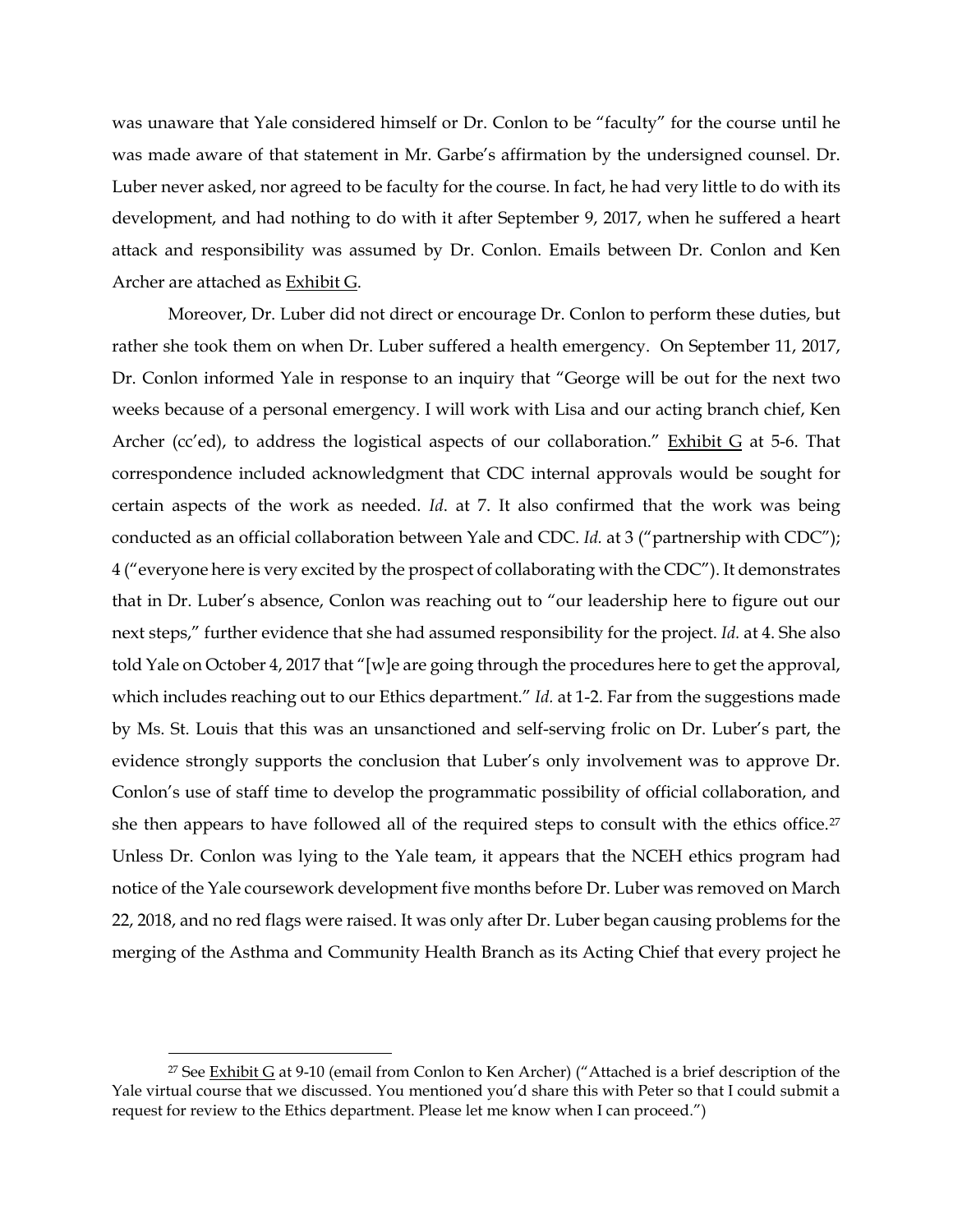was unaware that Yale considered himself or Dr. Conlon to be "faculty" for the course until he was made aware of that statement in Mr. Garbe's affirmation by the undersigned counsel. Dr. Luber never asked, nor agreed to be faculty for the course. In fact, he had very little to do with its development, and had nothing to do with it after September 9, 2017, when he suffered a heart attack and responsibility was assumed by Dr. Conlon. Emails between Dr. Conlon and Ken Archer are attached as Exhibit G.

Moreover, Dr. Luber did not direct or encourage Dr. Conlon to perform these duties, but rather she took them on when Dr. Luber suffered a health emergency. On September 11, 2017, Dr. Conlon informed Yale in response to an inquiry that "George will be out for the next two weeks because of a personal emergency. I will work with Lisa and our acting branch chief, Ken Archer (cc'ed), to address the logistical aspects of our collaboration." Exhibit G at 5-6. That correspondence included acknowledgment that CDC internal approvals would be sought for certain aspects of the work as needed. *Id*. at 7. It also confirmed that the work was being conducted as an official collaboration between Yale and CDC. *Id.* at 3 ("partnership with CDC"); 4 ("everyone here is very excited by the prospect of collaborating with the CDC"). It demonstrates that in Dr. Luber's absence, Conlon was reaching out to "our leadership here to figure out our next steps," further evidence that she had assumed responsibility for the project. *Id.* at 4. She also told Yale on October 4, 2017 that "[w]e are going through the procedures here to get the approval, which includes reaching out to our Ethics department." *Id.* at 1-2. Far from the suggestions made by Ms. St. Louis that this was an unsanctioned and self-serving frolic on Dr. Luber's part, the evidence strongly supports the conclusion that Luber's only involvement was to approve Dr. Conlon's use of staff time to develop the programmatic possibility of official collaboration, and she then appears to have followed all of the required steps to consult with the ethics office.[27] Unless Dr. Conlon was lying to the Yale team, it appears that the NCEH ethics program had notice of the Yale coursework development five months before Dr. Luber was removed on March 22, 2018, and no red flags were raised. It was only after Dr. Luber began causing problems for the merging of the Asthma and Community Health Branch as its Acting Chief that every project he

[27] See Exhibit G at 9-10 (email from Conlon to Ken Archer) ("Attached is a brief description of the Yale virtual course that we discussed. You mentioned you'd share this with Peter so that I could submit a request for review to the Ethics department. Please let me know when I can proceed.")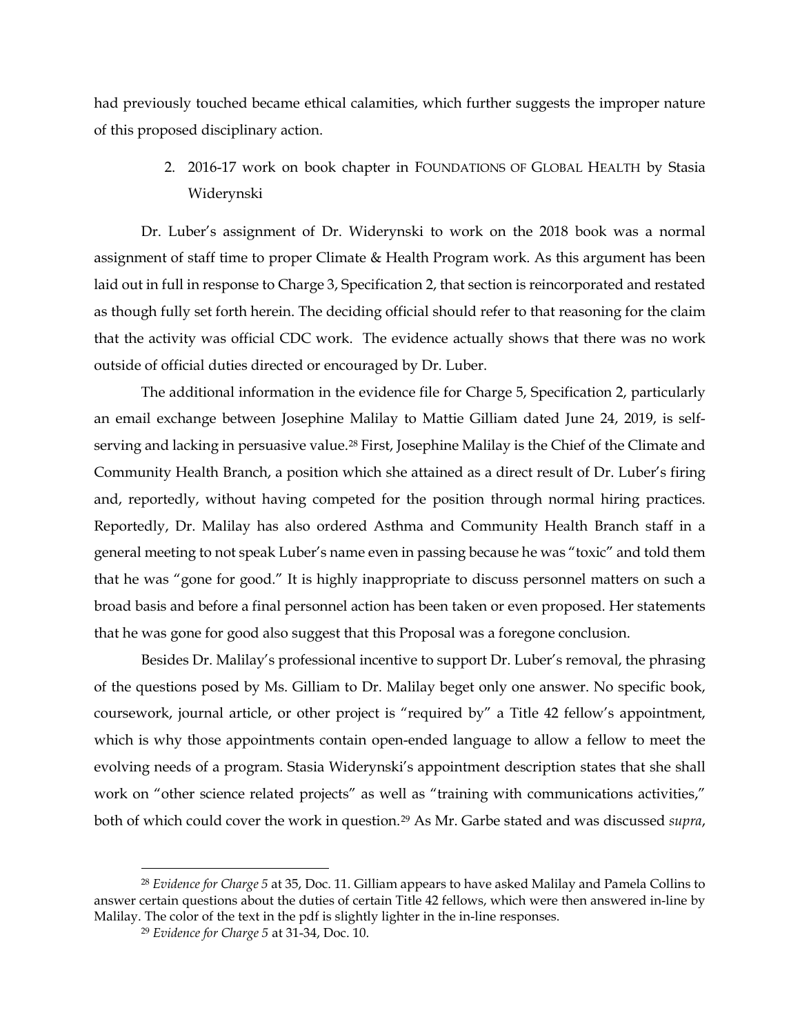had previously touched became ethical calamities, which further suggests the improper nature of this proposed disciplinary action.

2. 2016-17 work on book chapter in FOUNDATIONS OF GLOBAL HEALTH by Stasia Widerynski

Dr. Luber's assignment of Dr. Widerynski to work on the 2018 book was a normal assignment of staff time to proper Climate & Health Program work. As this argument has been laid out in full in response to Charge 3, Specification 2, that section is reincorporated and restated as though fully set forth herein. The deciding official should refer to that reasoning for the claim that the activity was official CDC work. The evidence actually shows that there was no work outside of official duties directed or encouraged by Dr. Luber.

The additional information in the evidence file for Charge 5, Specification 2, particularly an email exchange between Josephine Malilay to Mattie Gilliam dated June 24, 2019, is self-serving and lacking in persuasive value.[28] First, Josephine Malilay is the Chief of the Climate and Community Health Branch, a position which she attained as a direct result of Dr. Luber's firing and, reportedly, without having competed for the position through normal hiring practices. Reportedly, Dr. Malilay has also ordered Asthma and Community Health Branch staff in a general meeting to not speak Luber's name even in passing because he was "toxic" and told them that he was "gone for good." It is highly inappropriate to discuss personnel matters on such a broad basis and before a final personnel action has been taken or even proposed. Her statements that he was gone for good also suggest that this Proposal was a foregone conclusion.

Besides Dr. Malilay's professional incentive to support Dr. Luber's removal, the phrasing of the questions posed by Ms. Gilliam to Dr. Malilay beget only one answer. No specific book, coursework, journal article, or other project is "required by" a Title 42 fellow's appointment, which is why those appointments contain open-ended language to allow a fellow to meet the evolving needs of a program. Stasia Widerynski's appointment description states that she shall work on "other science related projects" as well as "training with communications activities," both of which could cover the work in question.[29] As Mr. Garbe stated and was discussed *supra*,

---

[28] *Evidence for Charge 5* at 35, Doc. 11. Gilliam appears to have asked Malilay and Pamela Collins to answer certain questions about the duties of certain Title 42 fellows, which were then answered in-line by Malilay. The color of the text in the pdf is slightly lighter in the in-line responses.

[29] *Evidence for Charge 5* at 31-34, Doc. 10.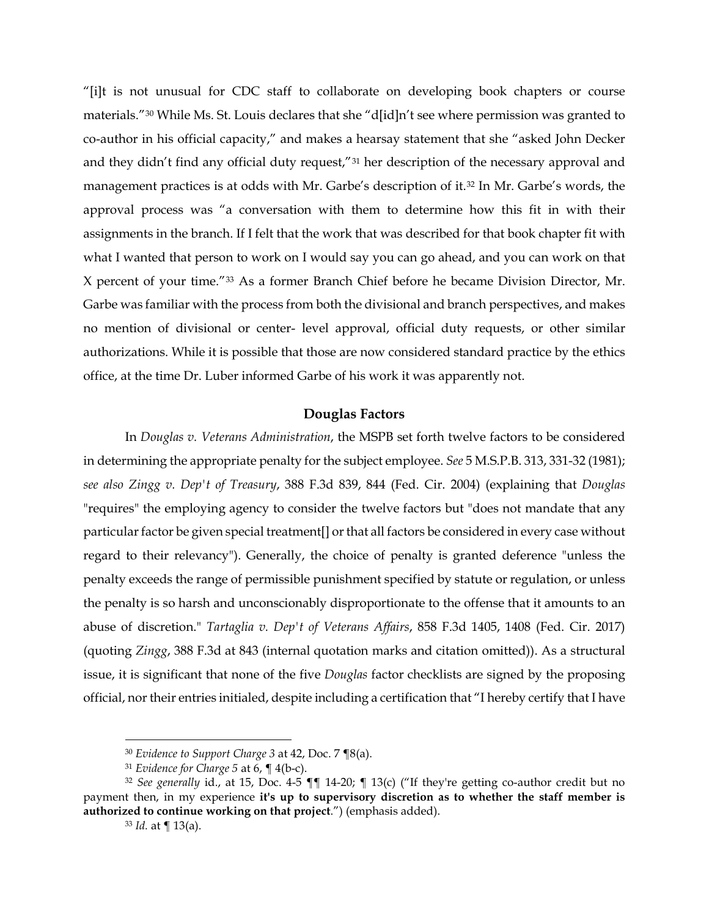"[i]t is not unusual for CDC staff to collaborate on developing book chapters or course materials."[30] While Ms. St. Louis declares that she "d[id]n't see where permission was granted to co-author in his official capacity," and makes a hearsay statement that she "asked John Decker and they didn't find any official duty request,"[31] her description of the necessary approval and management practices is at odds with Mr. Garbe's description of it.[32] In Mr. Garbe's words, the approval process was "a conversation with them to determine how this fit in with their assignments in the branch. If I felt that the work that was described for that book chapter fit with what I wanted that person to work on I would say you can go ahead, and you can work on that X percent of your time."[33] As a former Branch Chief before he became Division Director, Mr. Garbe was familiar with the process from both the divisional and branch perspectives, and makes no mention of divisional or center- level approval, official duty requests, or other similar authorizations. While it is possible that those are now considered standard practice by the ethics office, at the time Dr. Luber informed Garbe of his work it was apparently not.

## Douglas Factors

In *Douglas v. Veterans Administration*, the MSPB set forth twelve factors to be considered in determining the appropriate penalty for the subject employee. *See* 5 M.S.P.B. 313, 331-32 (1981); *see also Zingg v. Dep't of Treasury*, 388 F.3d 839, 844 (Fed. Cir. 2004) (explaining that *Douglas* "requires" the employing agency to consider the twelve factors but "does not mandate that any particular factor be given special treatment[] or that all factors be considered in every case without regard to their relevancy"). Generally, the choice of penalty is granted deference "unless the penalty exceeds the range of permissible punishment specified by statute or regulation, or unless the penalty is so harsh and unconscionably disproportionate to the offense that it amounts to an abuse of discretion." *Tartaglia v. Dep't of Veterans Affairs*, 858 F.3d 1405, 1408 (Fed. Cir. 2017) (quoting *Zingg*, 388 F.3d at 843 (internal quotation marks and citation omitted)). As a structural issue, it is significant that none of the five *Douglas* factor checklists are signed by the proposing official, nor their entries initialed, despite including a certification that "I hereby certify that I have

---

[30] *Evidence to Support Charge 3* at 42, Doc. 7 ¶8(a).

[31] *Evidence for Charge 5* at 6, ¶ 4(b-c).

[32] *See generally* id., at 15, Doc. 4-5 ¶¶ 14-20; ¶ 13(c) ("If they're getting co-author credit but no payment then, in my experience **it's up to supervisory discretion as to whether the staff member is authorized to continue working on that project**.") (emphasis added).

[33] *Id.* at ¶ 13(a).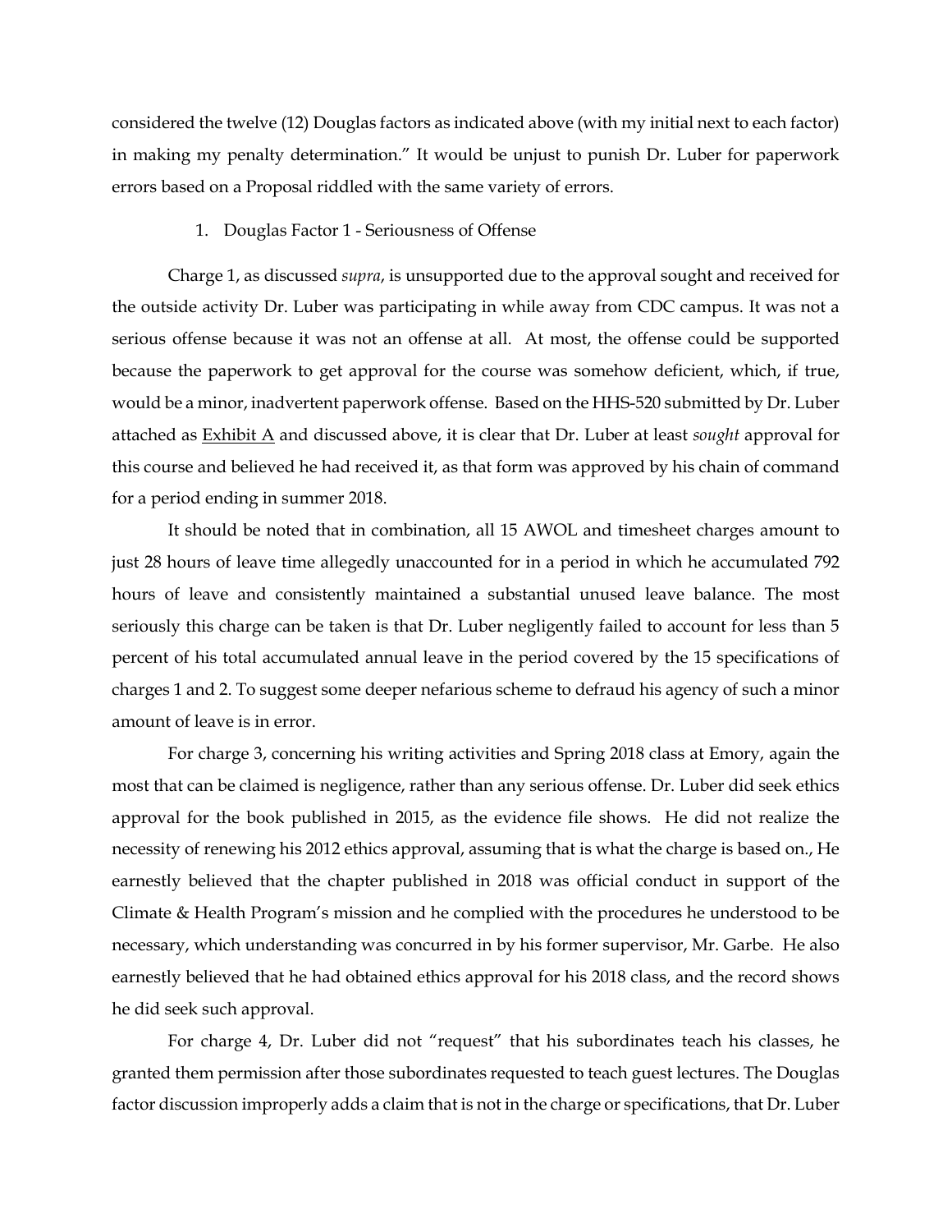considered the twelve (12) Douglas factors as indicated above (with my initial next to each factor) in making my penalty determination." It would be unjust to punish Dr. Luber for paperwork errors based on a Proposal riddled with the same variety of errors.

1. Douglas Factor 1 - Seriousness of Offense

Charge 1, as discussed *supra*, is unsupported due to the approval sought and received for the outside activity Dr. Luber was participating in while away from CDC campus. It was not a serious offense because it was not an offense at all. At most, the offense could be supported because the paperwork to get approval for the course was somehow deficient, which, if true, would be a minor, inadvertent paperwork offense. Based on the HHS-520 submitted by Dr. Luber attached as Exhibit A and discussed above, it is clear that Dr. Luber at least *sought* approval for this course and believed he had received it, as that form was approved by his chain of command for a period ending in summer 2018.

It should be noted that in combination, all 15 AWOL and timesheet charges amount to just 28 hours of leave time allegedly unaccounted for in a period in which he accumulated 792 hours of leave and consistently maintained a substantial unused leave balance. The most seriously this charge can be taken is that Dr. Luber negligently failed to account for less than 5 percent of his total accumulated annual leave in the period covered by the 15 specifications of charges 1 and 2. To suggest some deeper nefarious scheme to defraud his agency of such a minor amount of leave is in error.

For charge 3, concerning his writing activities and Spring 2018 class at Emory, again the most that can be claimed is negligence, rather than any serious offense. Dr. Luber did seek ethics approval for the book published in 2015, as the evidence file shows. He did not realize the necessity of renewing his 2012 ethics approval, assuming that is what the charge is based on., He earnestly believed that the chapter published in 2018 was official conduct in support of the Climate & Health Program's mission and he complied with the procedures he understood to be necessary, which understanding was concurred in by his former supervisor, Mr. Garbe. He also earnestly believed that he had obtained ethics approval for his 2018 class, and the record shows he did seek such approval.

For charge 4, Dr. Luber did not "request" that his subordinates teach his classes, he granted them permission after those subordinates requested to teach guest lectures. The Douglas factor discussion improperly adds a claim that is not in the charge or specifications, that Dr. Luber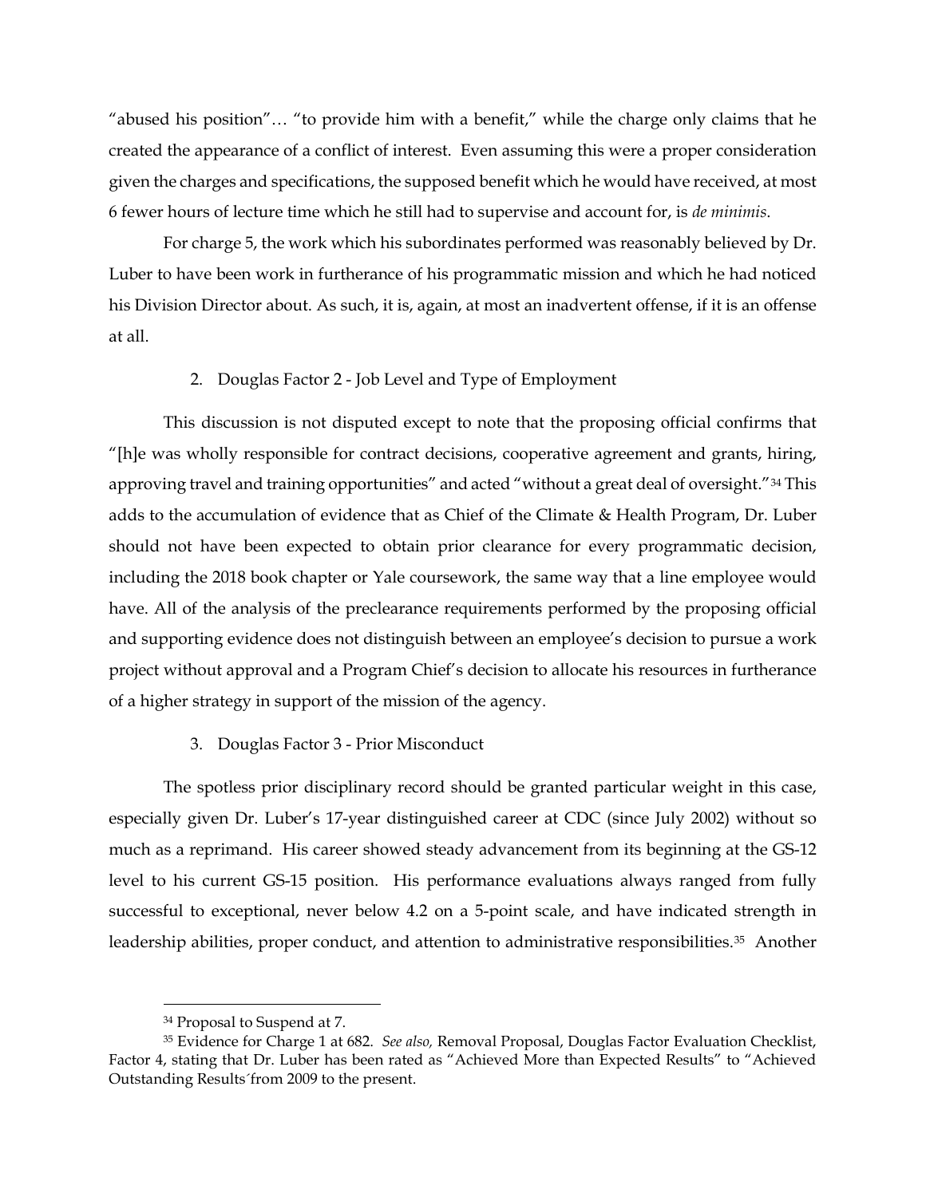"abused his position"… "to provide him with a benefit," while the charge only claims that he created the appearance of a conflict of interest. Even assuming this were a proper consideration given the charges and specifications, the supposed benefit which he would have received, at most 6 fewer hours of lecture time which he still had to supervise and account for, is *de minimis*.

For charge 5, the work which his subordinates performed was reasonably believed by Dr. Luber to have been work in furtherance of his programmatic mission and which he had noticed his Division Director about. As such, it is, again, at most an inadvertent offense, if it is an offense at all.

2. Douglas Factor 2 - Job Level and Type of Employment

This discussion is not disputed except to note that the proposing official confirms that "[h]e was wholly responsible for contract decisions, cooperative agreement and grants, hiring, approving travel and training opportunities" and acted "without a great deal of oversight."[34] This adds to the accumulation of evidence that as Chief of the Climate & Health Program, Dr. Luber should not have been expected to obtain prior clearance for every programmatic decision, including the 2018 book chapter or Yale coursework, the same way that a line employee would have. All of the analysis of the preclearance requirements performed by the proposing official and supporting evidence does not distinguish between an employee's decision to pursue a work project without approval and a Program Chief's decision to allocate his resources in furtherance of a higher strategy in support of the mission of the agency.

3. Douglas Factor 3 - Prior Misconduct

The spotless prior disciplinary record should be granted particular weight in this case, especially given Dr. Luber's 17-year distinguished career at CDC (since July 2002) without so much as a reprimand. His career showed steady advancement from its beginning at the GS-12 level to his current GS-15 position. His performance evaluations always ranged from fully successful to exceptional, never below 4.2 on a 5-point scale, and have indicated strength in leadership abilities, proper conduct, and attention to administrative responsibilities.[35] Another

---

[34] Proposal to Suspend at 7.

[35] Evidence for Charge 1 at 682. *See also,* Removal Proposal, Douglas Factor Evaluation Checklist, Factor 4, stating that Dr. Luber has been rated as "Achieved More than Expected Results" to "Achieved Outstanding Results´from 2009 to the present.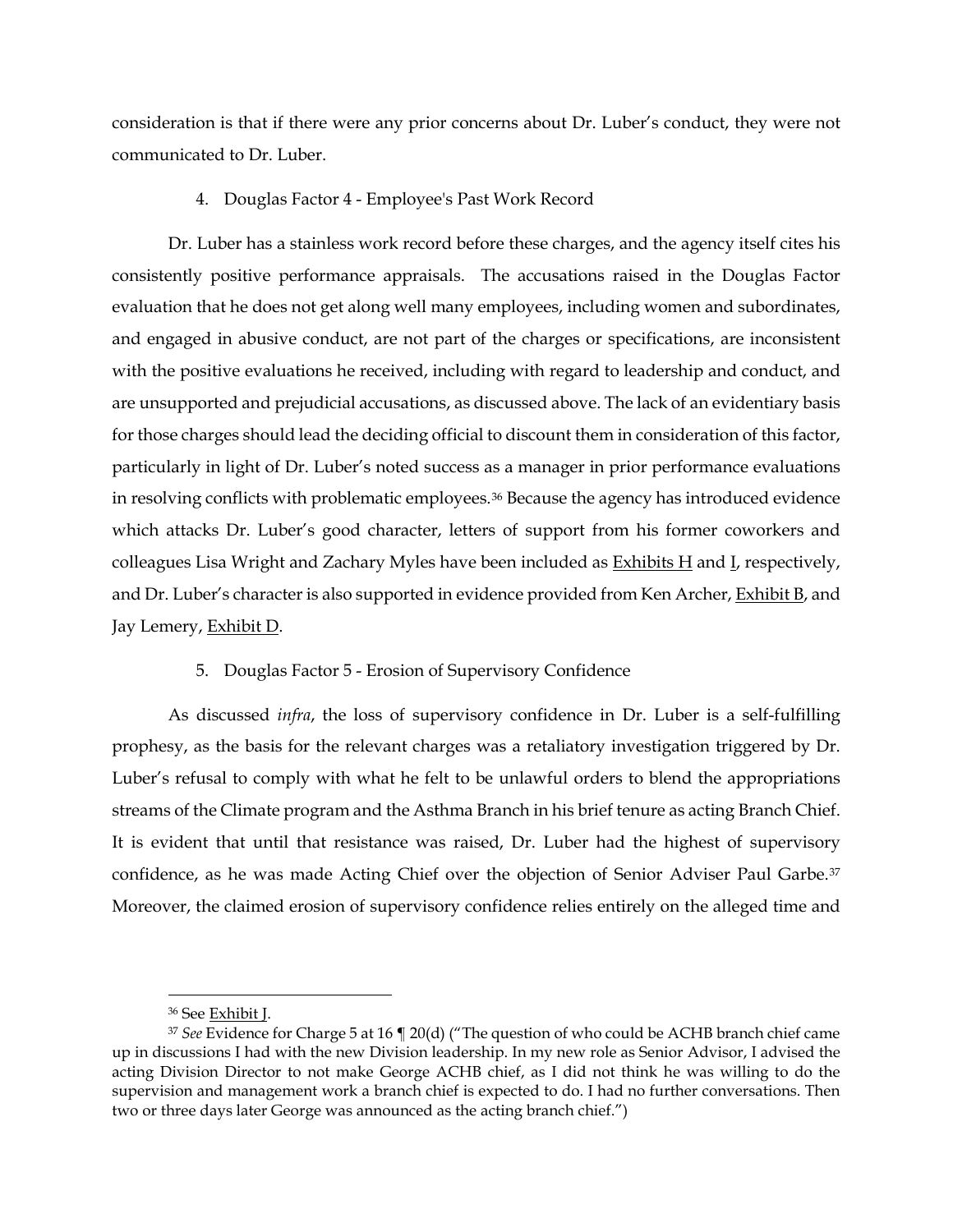consideration is that if there were any prior concerns about Dr. Luber's conduct, they were not communicated to Dr. Luber.

4. Douglas Factor 4 - Employee's Past Work Record

Dr. Luber has a stainless work record before these charges, and the agency itself cites his consistently positive performance appraisals. The accusations raised in the Douglas Factor evaluation that he does not get along well many employees, including women and subordinates, and engaged in abusive conduct, are not part of the charges or specifications, are inconsistent with the positive evaluations he received, including with regard to leadership and conduct, and are unsupported and prejudicial accusations, as discussed above. The lack of an evidentiary basis for those charges should lead the deciding official to discount them in consideration of this factor, particularly in light of Dr. Luber's noted success as a manager in prior performance evaluations in resolving conflicts with problematic employees.[36] Because the agency has introduced evidence which attacks Dr. Luber's good character, letters of support from his former coworkers and colleagues Lisa Wright and Zachary Myles have been included as Exhibits H and I, respectively, and Dr. Luber's character is also supported in evidence provided from Ken Archer, Exhibit B, and Jay Lemery, Exhibit D.

5. Douglas Factor 5 - Erosion of Supervisory Confidence

As discussed *infra*, the loss of supervisory confidence in Dr. Luber is a self-fulfilling prophesy, as the basis for the relevant charges was a retaliatory investigation triggered by Dr. Luber's refusal to comply with what he felt to be unlawful orders to blend the appropriations streams of the Climate program and the Asthma Branch in his brief tenure as acting Branch Chief. It is evident that until that resistance was raised, Dr. Luber had the highest of supervisory confidence, as he was made Acting Chief over the objection of Senior Adviser Paul Garbe.[37] Moreover, the claimed erosion of supervisory confidence relies entirely on the alleged time and

---

[36] See Exhibit J.

[37] *See* Evidence for Charge 5 at 16 ¶ 20(d) ("The question of who could be ACHB branch chief came up in discussions I had with the new Division leadership. In my new role as Senior Advisor, I advised the acting Division Director to not make George ACHB chief, as I did not think he was willing to do the supervision and management work a branch chief is expected to do. I had no further conversations. Then two or three days later George was announced as the acting branch chief.")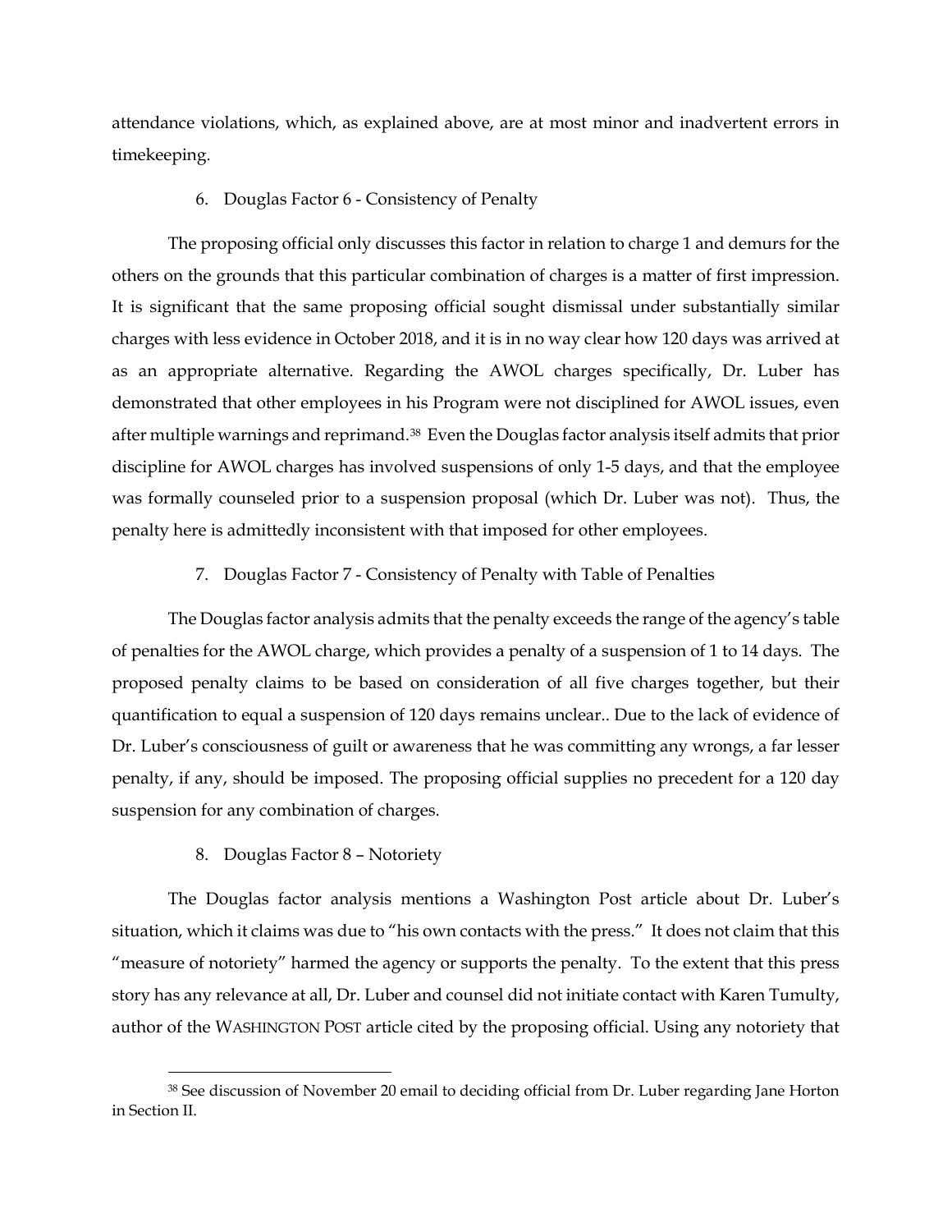attendance violations, which, as explained above, are at most minor and inadvertent errors in timekeeping.

6. Douglas Factor 6 - Consistency of Penalty

The proposing official only discusses this factor in relation to charge 1 and demurs for the others on the grounds that this particular combination of charges is a matter of first impression. It is significant that the same proposing official sought dismissal under substantially similar charges with less evidence in October 2018, and it is in no way clear how 120 days was arrived at as an appropriate alternative. Regarding the AWOL charges specifically, Dr. Luber has demonstrated that other employees in his Program were not disciplined for AWOL issues, even after multiple warnings and reprimand.[38] Even the Douglas factor analysis itself admits that prior discipline for AWOL charges has involved suspensions of only 1-5 days, and that the employee was formally counseled prior to a suspension proposal (which Dr. Luber was not). Thus, the penalty here is admittedly inconsistent with that imposed for other employees.

7. Douglas Factor 7 - Consistency of Penalty with Table of Penalties

The Douglas factor analysis admits that the penalty exceeds the range of the agency's table of penalties for the AWOL charge, which provides a penalty of a suspension of 1 to 14 days. The proposed penalty claims to be based on consideration of all five charges together, but their quantification to equal a suspension of 120 days remains unclear.. Due to the lack of evidence of Dr. Luber's consciousness of guilt or awareness that he was committing any wrongs, a far lesser penalty, if any, should be imposed. The proposing official supplies no precedent for a 120 day suspension for any combination of charges.

8. Douglas Factor 8 – Notoriety

The Douglas factor analysis mentions a Washington Post article about Dr. Luber's situation, which it claims was due to "his own contacts with the press." It does not claim that this "measure of notoriety" harmed the agency or supports the penalty. To the extent that this press story has any relevance at all, Dr. Luber and counsel did not initiate contact with Karen Tumulty, author of the WASHINGTON POST article cited by the proposing official. Using any notoriety that

[38] See discussion of November 20 email to deciding official from Dr. Luber regarding Jane Horton in Section II.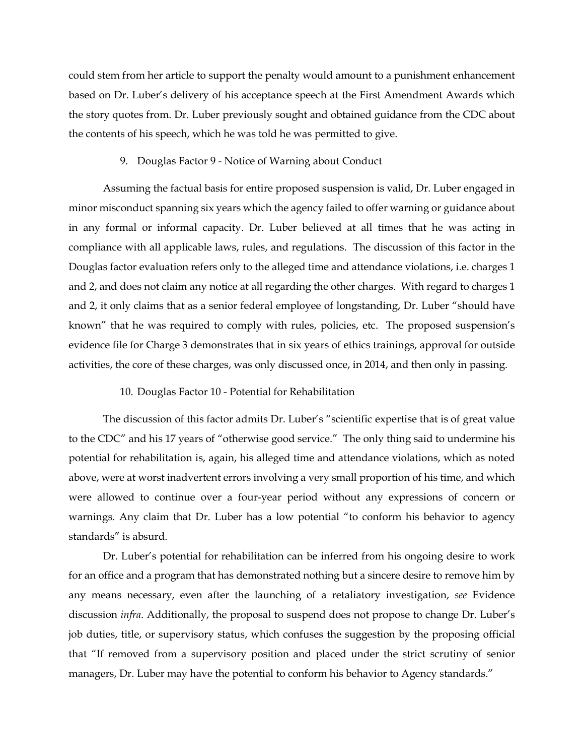could stem from her article to support the penalty would amount to a punishment enhancement based on Dr. Luber's delivery of his acceptance speech at the First Amendment Awards which the story quotes from. Dr. Luber previously sought and obtained guidance from the CDC about the contents of his speech, which he was told he was permitted to give.

9. Douglas Factor 9 - Notice of Warning about Conduct

Assuming the factual basis for entire proposed suspension is valid, Dr. Luber engaged in minor misconduct spanning six years which the agency failed to offer warning or guidance about in any formal or informal capacity. Dr. Luber believed at all times that he was acting in compliance with all applicable laws, rules, and regulations. The discussion of this factor in the Douglas factor evaluation refers only to the alleged time and attendance violations, i.e. charges 1 and 2, and does not claim any notice at all regarding the other charges. With regard to charges 1 and 2, it only claims that as a senior federal employee of longstanding, Dr. Luber "should have known" that he was required to comply with rules, policies, etc. The proposed suspension's evidence file for Charge 3 demonstrates that in six years of ethics trainings, approval for outside activities, the core of these charges, was only discussed once, in 2014, and then only in passing.

10. Douglas Factor 10 - Potential for Rehabilitation

The discussion of this factor admits Dr. Luber's "scientific expertise that is of great value to the CDC" and his 17 years of "otherwise good service." The only thing said to undermine his potential for rehabilitation is, again, his alleged time and attendance violations, which as noted above, were at worst inadvertent errors involving a very small proportion of his time, and which were allowed to continue over a four-year period without any expressions of concern or warnings. Any claim that Dr. Luber has a low potential "to conform his behavior to agency standards" is absurd.

Dr. Luber's potential for rehabilitation can be inferred from his ongoing desire to work for an office and a program that has demonstrated nothing but a sincere desire to remove him by any means necessary, even after the launching of a retaliatory investigation, *see* Evidence discussion *infra*. Additionally, the proposal to suspend does not propose to change Dr. Luber's job duties, title, or supervisory status, which confuses the suggestion by the proposing official that "If removed from a supervisory position and placed under the strict scrutiny of senior managers, Dr. Luber may have the potential to conform his behavior to Agency standards."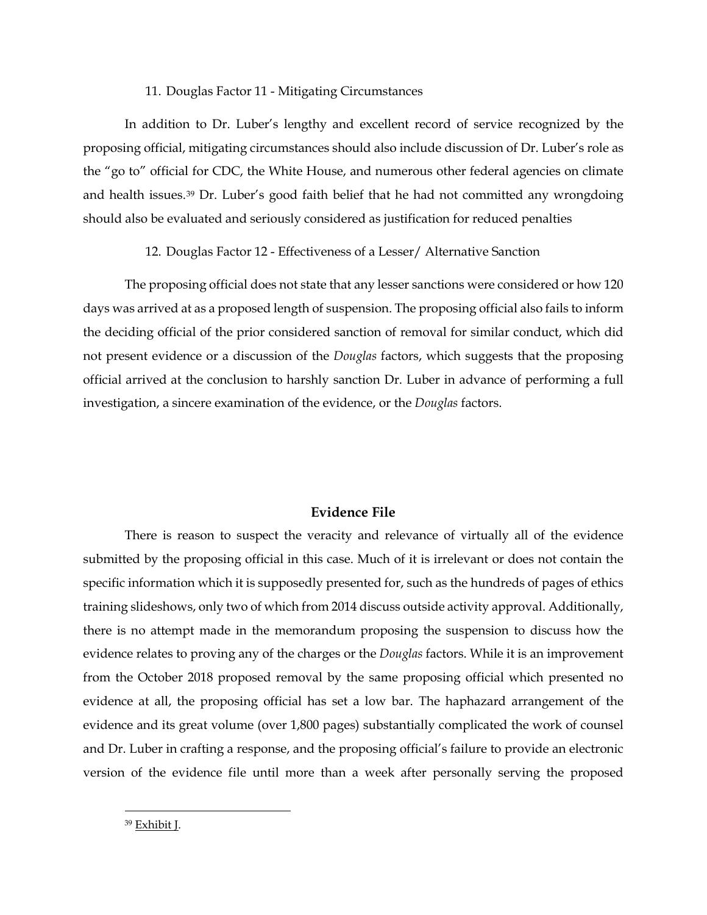11. Douglas Factor 11 - Mitigating Circumstances

In addition to Dr. Luber's lengthy and excellent record of service recognized by the proposing official, mitigating circumstances should also include discussion of Dr. Luber's role as the "go to" official for CDC, the White House, and numerous other federal agencies on climate and health issues.[39] Dr. Luber's good faith belief that he had not committed any wrongdoing should also be evaluated and seriously considered as justification for reduced penalties

12. Douglas Factor 12 - Effectiveness of a Lesser/ Alternative Sanction

The proposing official does not state that any lesser sanctions were considered or how 120 days was arrived at as a proposed length of suspension. The proposing official also fails to inform the deciding official of the prior considered sanction of removal for similar conduct, which did not present evidence or a discussion of the *Douglas* factors, which suggests that the proposing official arrived at the conclusion to harshly sanction Dr. Luber in advance of performing a full investigation, a sincere examination of the evidence, or the *Douglas* factors.

## Evidence File

There is reason to suspect the veracity and relevance of virtually all of the evidence submitted by the proposing official in this case. Much of it is irrelevant or does not contain the specific information which it is supposedly presented for, such as the hundreds of pages of ethics training slideshows, only two of which from 2014 discuss outside activity approval. Additionally, there is no attempt made in the memorandum proposing the suspension to discuss how the evidence relates to proving any of the charges or the *Douglas* factors. While it is an improvement from the October 2018 proposed removal by the same proposing official which presented no evidence at all, the proposing official has set a low bar. The haphazard arrangement of the evidence and its great volume (over 1,800 pages) substantially complicated the work of counsel and Dr. Luber in crafting a response, and the proposing official's failure to provide an electronic version of the evidence file until more than a week after personally serving the proposed

[39] Exhibit J.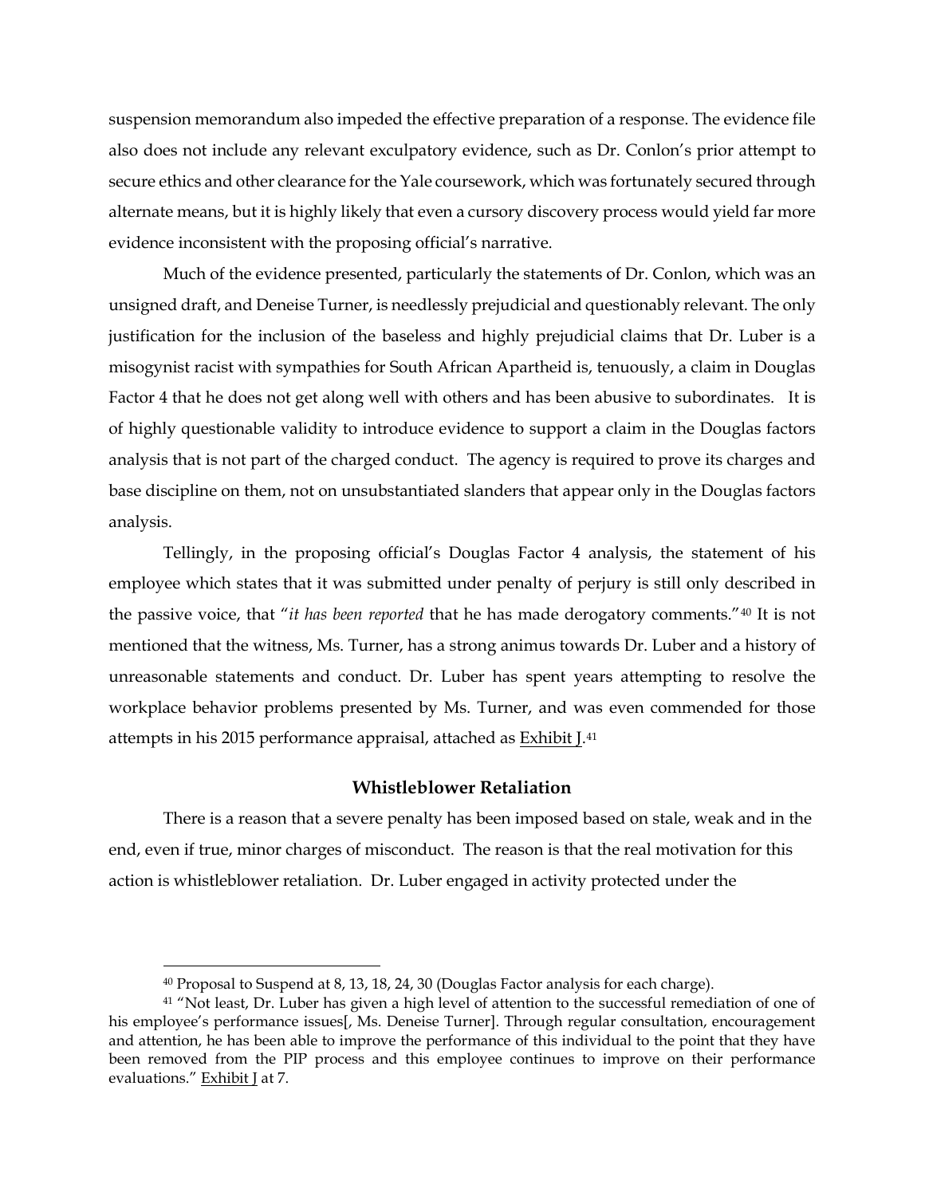suspension memorandum also impeded the effective preparation of a response. The evidence file also does not include any relevant exculpatory evidence, such as Dr. Conlon's prior attempt to secure ethics and other clearance for the Yale coursework, which was fortunately secured through alternate means, but it is highly likely that even a cursory discovery process would yield far more evidence inconsistent with the proposing official's narrative.

Much of the evidence presented, particularly the statements of Dr. Conlon, which was an unsigned draft, and Deneise Turner, is needlessly prejudicial and questionably relevant. The only justification for the inclusion of the baseless and highly prejudicial claims that Dr. Luber is a misogynist racist with sympathies for South African Apartheid is, tenuously, a claim in Douglas Factor 4 that he does not get along well with others and has been abusive to subordinates. It is of highly questionable validity to introduce evidence to support a claim in the Douglas factors analysis that is not part of the charged conduct. The agency is required to prove its charges and base discipline on them, not on unsubstantiated slanders that appear only in the Douglas factors analysis.

Tellingly, in the proposing official's Douglas Factor 4 analysis, the statement of his employee which states that it was submitted under penalty of perjury is still only described in the passive voice, that "*it has been reported* that he has made derogatory comments."[40] It is not mentioned that the witness, Ms. Turner, has a strong animus towards Dr. Luber and a history of unreasonable statements and conduct. Dr. Luber has spent years attempting to resolve the workplace behavior problems presented by Ms. Turner, and was even commended for those attempts in his 2015 performance appraisal, attached as <u>Exhibit J</u>.[41]

### Whistleblower Retaliation

There is a reason that a severe penalty has been imposed based on stale, weak and in the end, even if true, minor charges of misconduct. The reason is that the real motivation for this action is whistleblower retaliation. Dr. Luber engaged in activity protected under the

---

[40] Proposal to Suspend at 8, 13, 18, 24, 30 (Douglas Factor analysis for each charge).

[41] "Not least, Dr. Luber has given a high level of attention to the successful remediation of one of his employee's performance issues[, Ms. Deneise Turner]. Through regular consultation, encouragement and attention, he has been able to improve the performance of this individual to the point that they have been removed from the PIP process and this employee continues to improve on their performance evaluations." <u>Exhibit J</u> at 7.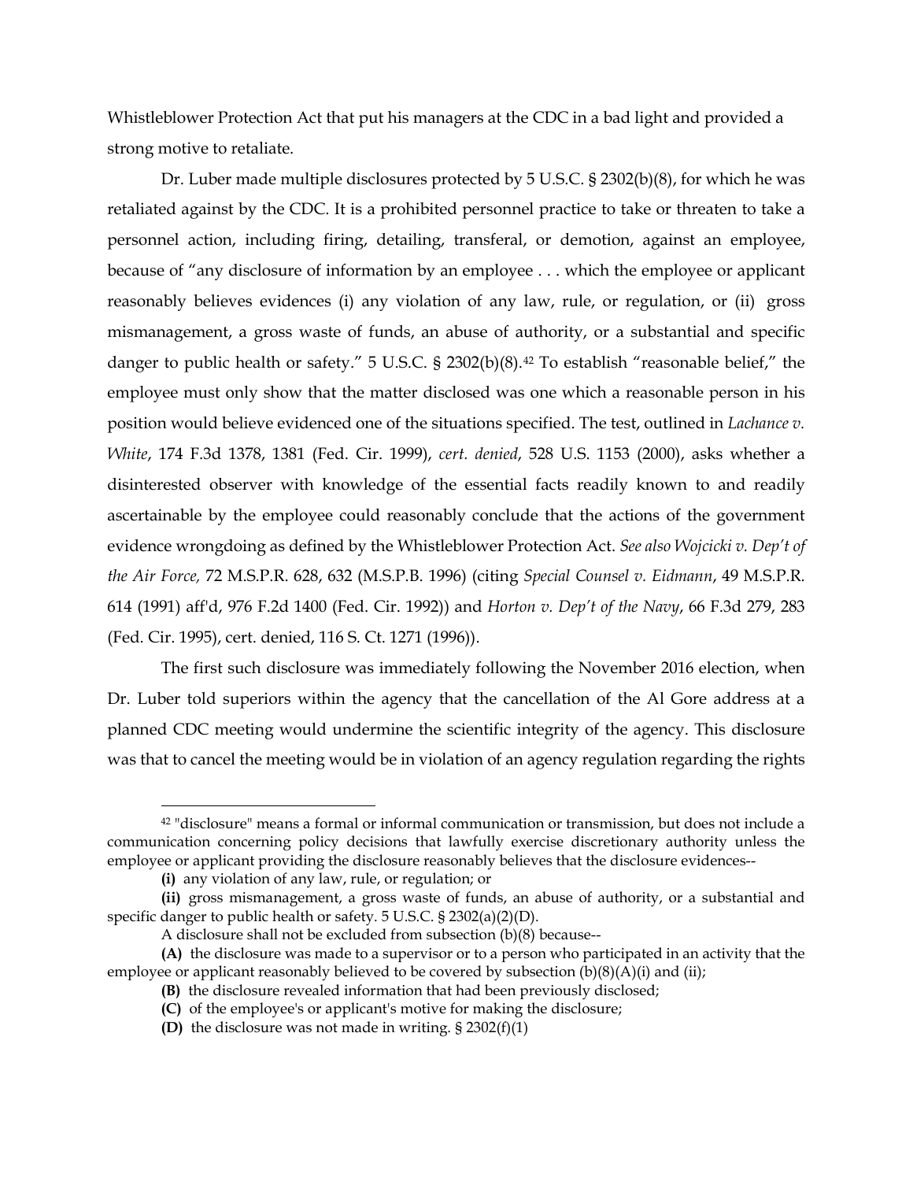Whistleblower Protection Act that put his managers at the CDC in a bad light and provided a strong motive to retaliate.

Dr. Luber made multiple disclosures protected by 5 U.S.C. § 2302(b)(8), for which he was retaliated against by the CDC. It is a prohibited personnel practice to take or threaten to take a personnel action, including firing, detailing, transferal, or demotion, against an employee, because of "any disclosure of information by an employee . . . which the employee or applicant reasonably believes evidences (i) any violation of any law, rule, or regulation, or (ii) gross mismanagement, a gross waste of funds, an abuse of authority, or a substantial and specific danger to public health or safety." 5 U.S.C. § 2302(b)(8).[42] To establish "reasonable belief," the employee must only show that the matter disclosed was one which a reasonable person in his position would believe evidenced one of the situations specified. The test, outlined in *Lachance v. White*, 174 F.3d 1378, 1381 (Fed. Cir. 1999), *cert. denied*, 528 U.S. 1153 (2000), asks whether a disinterested observer with knowledge of the essential facts readily known to and readily ascertainable by the employee could reasonably conclude that the actions of the government evidence wrongdoing as defined by the Whistleblower Protection Act. *See also Wojcicki v. Dep't of the Air Force,* 72 M.S.P.R. 628, 632 (M.S.P.B. 1996) (citing *Special Counsel v. Eidmann*, 49 M.S.P.R. 614 (1991) aff'd, 976 F.2d 1400 (Fed. Cir. 1992)) and *Horton v. Dep't of the Navy*, 66 F.3d 279, 283 (Fed. Cir. 1995), cert. denied, 116 S. Ct. 1271 (1996)).

The first such disclosure was immediately following the November 2016 election, when Dr. Luber told superiors within the agency that the cancellation of the Al Gore address at a planned CDC meeting would undermine the scientific integrity of the agency. This disclosure was that to cancel the meeting would be in violation of an agency regulation regarding the rights

---

[42] "disclosure" means a formal or informal communication or transmission, but does not include a communication concerning policy decisions that lawfully exercise discretionary authority unless the employee or applicant providing the disclosure reasonably believes that the disclosure evidences--

**(i)** any violation of any law, rule, or regulation; or

**(ii)** gross mismanagement, a gross waste of funds, an abuse of authority, or a substantial and specific danger to public health or safety. 5 U.S.C. § 2302(a)(2)(D).

A disclosure shall not be excluded from subsection (b)(8) because--

**(A)** the disclosure was made to a supervisor or to a person who participated in an activity that the employee or applicant reasonably believed to be covered by subsection (b)(8)(A)(i) and (ii);

**(B)** the disclosure revealed information that had been previously disclosed;

**(C)** of the employee's or applicant's motive for making the disclosure;

**(D)** the disclosure was not made in writing. § 2302(f)(1)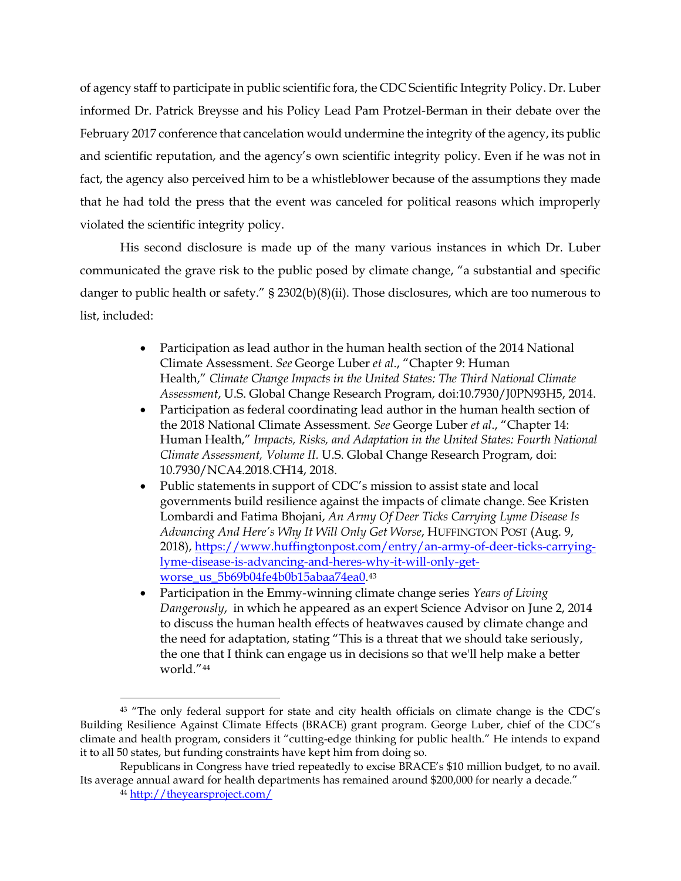of agency staff to participate in public scientific fora, the CDC Scientific Integrity Policy. Dr. Luber informed Dr. Patrick Breysse and his Policy Lead Pam Protzel-Berman in their debate over the February 2017 conference that cancelation would undermine the integrity of the agency, its public and scientific reputation, and the agency's own scientific integrity policy. Even if he was not in fact, the agency also perceived him to be a whistleblower because of the assumptions they made that he had told the press that the event was canceled for political reasons which improperly violated the scientific integrity policy.

His second disclosure is made up of the many various instances in which Dr. Luber communicated the grave risk to the public posed by climate change, "a substantial and specific danger to public health or safety." § 2302(b)(8)(ii). Those disclosures, which are too numerous to list, included:

- Participation as lead author in the human health section of the 2014 National Climate Assessment. *See* George Luber *et al*., "Chapter 9: Human Health," *Climate Change Impacts in the United States: The Third National Climate Assessment*, U.S. Global Change Research Program, doi:10.7930/J0PN93H5, 2014.
- Participation as federal coordinating lead author in the human health section of the 2018 National Climate Assessment. *See* George Luber *et al*., "Chapter 14: Human Health," *Impacts, Risks, and Adaptation in the United States: Fourth National Climate Assessment, Volume II.* U.S. Global Change Research Program, doi: 10.7930/NCA4.2018.CH14, 2018.
- Public statements in support of CDC's mission to assist state and local governments build resilience against the impacts of climate change. See Kristen Lombardi and Fatima Bhojani, *An Army Of Deer Ticks Carrying Lyme Disease Is Advancing And Here's Why It Will Only Get Worse*, HUFFINGTON POST (Aug. 9, 2018), https://www.huffingtonpost.com/entry/an-army-of-deer-ticks-carrying-lyme-disease-is-advancing-and-heres-why-it-will-only-get-worse_us_5b69b04fe4b0b15abaa74ea0.[43]
- Participation in the Emmy-winning climate change series *Years of Living Dangerously*, in which he appeared as an expert Science Advisor on June 2, 2014 to discuss the human health effects of heatwaves caused by climate change and the need for adaptation, stating "This is a threat that we should take seriously, the one that I think can engage us in decisions so that we'll help make a better world."[44]

---

[43] "The only federal support for state and city health officials on climate change is the CDC's Building Resilience Against Climate Effects (BRACE) grant program. George Luber, chief of the CDC's climate and health program, considers it "cutting-edge thinking for public health." He intends to expand it to all 50 states, but funding constraints have kept him from doing so.

Republicans in Congress have tried repeatedly to excise BRACE's $10 million budget, to no avail. Its average annual award for health departments has remained around $200,000 for nearly a decade."

[44] http://theyearsproject.com/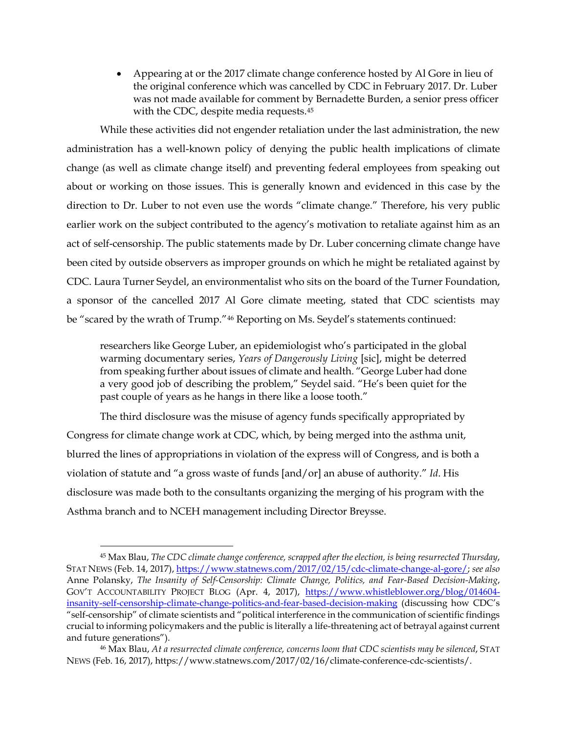- Appearing at or the 2017 climate change conference hosted by Al Gore in lieu of the original conference which was cancelled by CDC in February 2017. Dr. Luber was not made available for comment by Bernadette Burden, a senior press officer with the CDC, despite media requests.[45]

While these activities did not engender retaliation under the last administration, the new administration has a well-known policy of denying the public health implications of climate change (as well as climate change itself) and preventing federal employees from speaking out about or working on those issues. This is generally known and evidenced in this case by the direction to Dr. Luber to not even use the words "climate change." Therefore, his very public earlier work on the subject contributed to the agency's motivation to retaliate against him as an act of self-censorship. The public statements made by Dr. Luber concerning climate change have been cited by outside observers as improper grounds on which he might be retaliated against by CDC. Laura Turner Seydel, an environmentalist who sits on the board of the Turner Foundation, a sponsor of the cancelled 2017 Al Gore climate meeting, stated that CDC scientists may be "scared by the wrath of Trump."[46] Reporting on Ms. Seydel's statements continued:

> researchers like George Luber, an epidemiologist who's participated in the global warming documentary series, *Years of Dangerously Living* [sic], might be deterred from speaking further about issues of climate and health. "George Luber had done a very good job of describing the problem," Seydel said. "He's been quiet for the past couple of years as he hangs in there like a loose tooth."

The third disclosure was the misuse of agency funds specifically appropriated by Congress for climate change work at CDC, which, by being merged into the asthma unit, blurred the lines of appropriations in violation of the express will of Congress, and is both a violation of statute and "a gross waste of funds [and/or] an abuse of authority." *Id*. His disclosure was made both to the consultants organizing the merging of his program with the Asthma branch and to NCEH management including Director Breysse.

---

[45] Max Blau, *The CDC climate change conference, scrapped after the election, is being resurrected Thursday*, STAT NEWS (Feb. 14, 2017), https://www.statnews.com/2017/02/15/cdc-climate-change-al-gore/; *see also* Anne Polansky, *The Insanity of Self-Censorship: Climate Change, Politics, and Fear-Based Decision-Making*, GOV'T ACCOUNTABILITY PROJECT BLOG (Apr. 4, 2017), https://www.whistleblower.org/blog/014604-insanity-self-censorship-climate-change-politics-and-fear-based-decision-making (discussing how CDC's "self-censorship" of climate scientists and "political interference in the communication of scientific findings crucial to informing policymakers and the public is literally a life-threatening act of betrayal against current and future generations").

[46] Max Blau, *At a resurrected climate conference, concerns loom that CDC scientists may be silenced*, STAT NEWS (Feb. 16, 2017), https://www.statnews.com/2017/02/16/climate-conference-cdc-scientists/.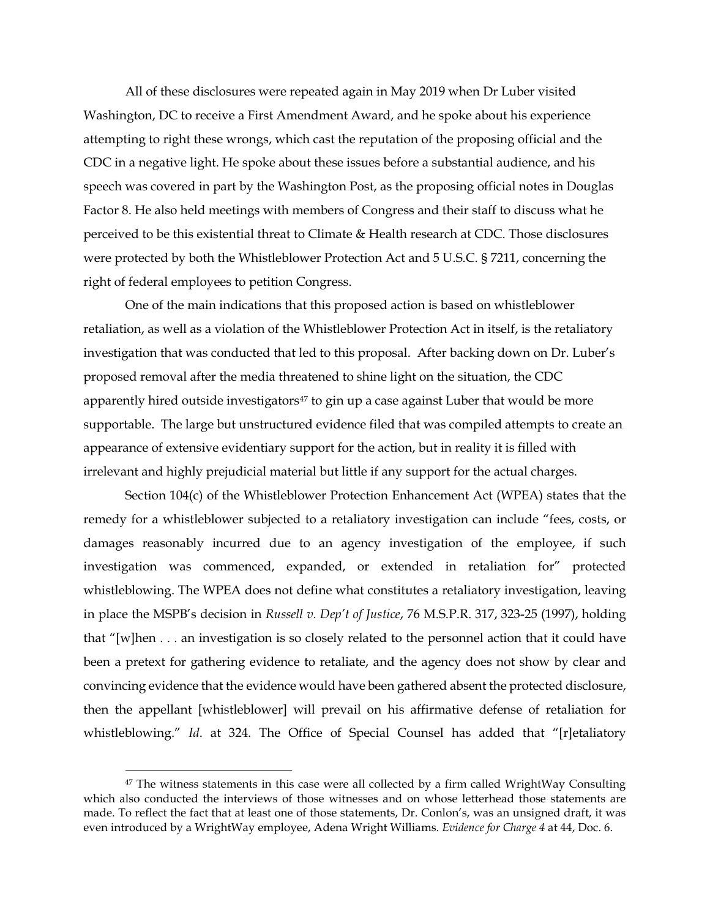All of these disclosures were repeated again in May 2019 when Dr Luber visited Washington, DC to receive a First Amendment Award, and he spoke about his experience attempting to right these wrongs, which cast the reputation of the proposing official and the CDC in a negative light. He spoke about these issues before a substantial audience, and his speech was covered in part by the Washington Post, as the proposing official notes in Douglas Factor 8. He also held meetings with members of Congress and their staff to discuss what he perceived to be this existential threat to Climate & Health research at CDC. Those disclosures were protected by both the Whistleblower Protection Act and 5 U.S.C. § 7211, concerning the right of federal employees to petition Congress.

One of the main indications that this proposed action is based on whistleblower retaliation, as well as a violation of the Whistleblower Protection Act in itself, is the retaliatory investigation that was conducted that led to this proposal. After backing down on Dr. Luber's proposed removal after the media threatened to shine light on the situation, the CDC apparently hired outside investigators[47] to gin up a case against Luber that would be more supportable. The large but unstructured evidence filed that was compiled attempts to create an appearance of extensive evidentiary support for the action, but in reality it is filled with irrelevant and highly prejudicial material but little if any support for the actual charges.

Section 104(c) of the Whistleblower Protection Enhancement Act (WPEA) states that the remedy for a whistleblower subjected to a retaliatory investigation can include "fees, costs, or damages reasonably incurred due to an agency investigation of the employee, if such investigation was commenced, expanded, or extended in retaliation for" protected whistleblowing. The WPEA does not define what constitutes a retaliatory investigation, leaving in place the MSPB's decision in *Russell v. Dep't of Justice*, 76 M.S.P.R. 317, 323-25 (1997), holding that "[w]hen . . . an investigation is so closely related to the personnel action that it could have been a pretext for gathering evidence to retaliate, and the agency does not show by clear and convincing evidence that the evidence would have been gathered absent the protected disclosure, then the appellant [whistleblower] will prevail on his affirmative defense of retaliation for whistleblowing." *Id*. at 324. The Office of Special Counsel has added that "[r]etaliatory

---

[47] The witness statements in this case were all collected by a firm called WrightWay Consulting which also conducted the interviews of those witnesses and on whose letterhead those statements are made. To reflect the fact that at least one of those statements, Dr. Conlon's, was an unsigned draft, it was even introduced by a WrightWay employee, Adena Wright Williams. *Evidence for Charge 4* at 44, Doc. 6.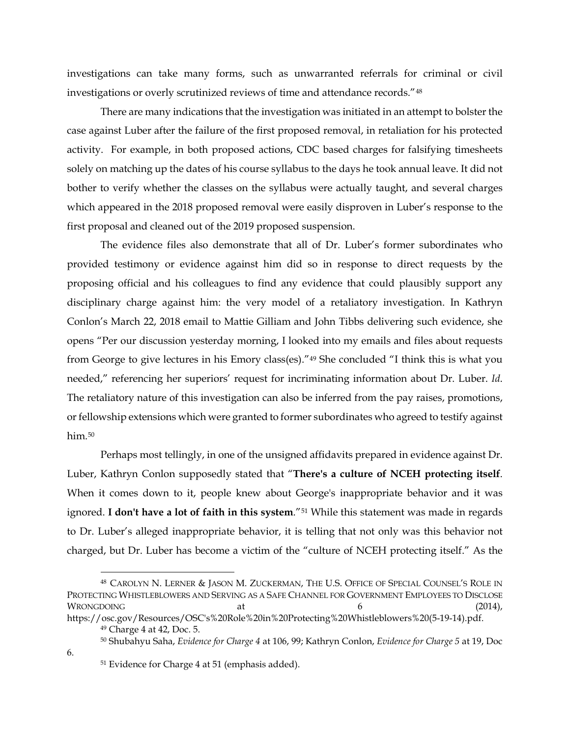investigations can take many forms, such as unwarranted referrals for criminal or civil investigations or overly scrutinized reviews of time and attendance records."[48]

There are many indications that the investigation was initiated in an attempt to bolster the case against Luber after the failure of the first proposed removal, in retaliation for his protected activity. For example, in both proposed actions, CDC based charges for falsifying timesheets solely on matching up the dates of his course syllabus to the days he took annual leave. It did not bother to verify whether the classes on the syllabus were actually taught, and several charges which appeared in the 2018 proposed removal were easily disproven in Luber's response to the first proposal and cleaned out of the 2019 proposed suspension.

The evidence files also demonstrate that all of Dr. Luber's former subordinates who provided testimony or evidence against him did so in response to direct requests by the proposing official and his colleagues to find any evidence that could plausibly support any disciplinary charge against him: the very model of a retaliatory investigation. In Kathryn Conlon's March 22, 2018 email to Mattie Gilliam and John Tibbs delivering such evidence, she opens "Per our discussion yesterday morning, I looked into my emails and files about requests from George to give lectures in his Emory class(es)."[49] She concluded "I think this is what you needed," referencing her superiors' request for incriminating information about Dr. Luber. *Id.* The retaliatory nature of this investigation can also be inferred from the pay raises, promotions, or fellowship extensions which were granted to former subordinates who agreed to testify against him.[50]

Perhaps most tellingly, in one of the unsigned affidavits prepared in evidence against Dr. Luber, Kathryn Conlon supposedly stated that "**There's a culture of NCEH protecting itself**. When it comes down to it, people knew about George's inappropriate behavior and it was ignored. **I don't have a lot of faith in this system**."[51] While this statement was made in regards to Dr. Luber's alleged inappropriate behavior, it is telling that not only was this behavior not charged, but Dr. Luber has become a victim of the "culture of NCEH protecting itself." As the

---

[48] CAROLYN N. LERNER & JASON M. ZUCKERMAN, THE U.S. OFFICE OF SPECIAL COUNSEL'S ROLE IN PROTECTING WHISTLEBLOWERS AND SERVING AS A SAFE CHANNEL FOR GOVERNMENT EMPLOYEES TO DISCLOSE WRONGDOING at 6 (2014), https://osc.gov/Resources/OSC's%20Role%20in%20Protecting%20Whistleblowers%20(5-19-14).pdf.

[49] Charge 4 at 42, Doc. 5.

[50] Shubahyu Saha, *Evidence for Charge 4* at 106, 99; Kathryn Conlon, *Evidence for Charge 5* at 19, Doc 6.

[51] Evidence for Charge 4 at 51 (emphasis added).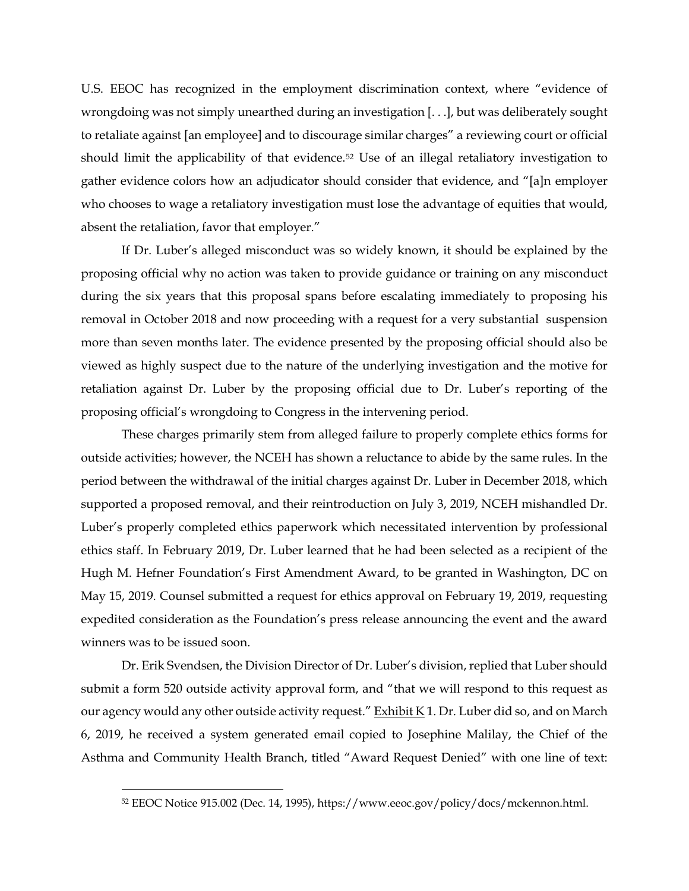U.S. EEOC has recognized in the employment discrimination context, where "evidence of wrongdoing was not simply unearthed during an investigation [. . .], but was deliberately sought to retaliate against [an employee] and to discourage similar charges" a reviewing court or official should limit the applicability of that evidence.[52] Use of an illegal retaliatory investigation to gather evidence colors how an adjudicator should consider that evidence, and "[a]n employer who chooses to wage a retaliatory investigation must lose the advantage of equities that would, absent the retaliation, favor that employer."

If Dr. Luber's alleged misconduct was so widely known, it should be explained by the proposing official why no action was taken to provide guidance or training on any misconduct during the six years that this proposal spans before escalating immediately to proposing his removal in October 2018 and now proceeding with a request for a very substantial suspension more than seven months later. The evidence presented by the proposing official should also be viewed as highly suspect due to the nature of the underlying investigation and the motive for retaliation against Dr. Luber by the proposing official due to Dr. Luber's reporting of the proposing official's wrongdoing to Congress in the intervening period.

These charges primarily stem from alleged failure to properly complete ethics forms for outside activities; however, the NCEH has shown a reluctance to abide by the same rules. In the period between the withdrawal of the initial charges against Dr. Luber in December 2018, which supported a proposed removal, and their reintroduction on July 3, 2019, NCEH mishandled Dr. Luber's properly completed ethics paperwork which necessitated intervention by professional ethics staff. In February 2019, Dr. Luber learned that he had been selected as a recipient of the Hugh M. Hefner Foundation's First Amendment Award, to be granted in Washington, DC on May 15, 2019. Counsel submitted a request for ethics approval on February 19, 2019, requesting expedited consideration as the Foundation's press release announcing the event and the award winners was to be issued soon.

Dr. Erik Svendsen, the Division Director of Dr. Luber's division, replied that Luber should submit a form 520 outside activity approval form, and "that we will respond to this request as our agency would any other outside activity request." Exhibit K 1. Dr. Luber did so, and on March 6, 2019, he received a system generated email copied to Josephine Malilay, the Chief of the Asthma and Community Health Branch, titled "Award Request Denied" with one line of text:

[52] EEOC Notice 915.002 (Dec. 14, 1995), https://www.eeoc.gov/policy/docs/mckennon.html.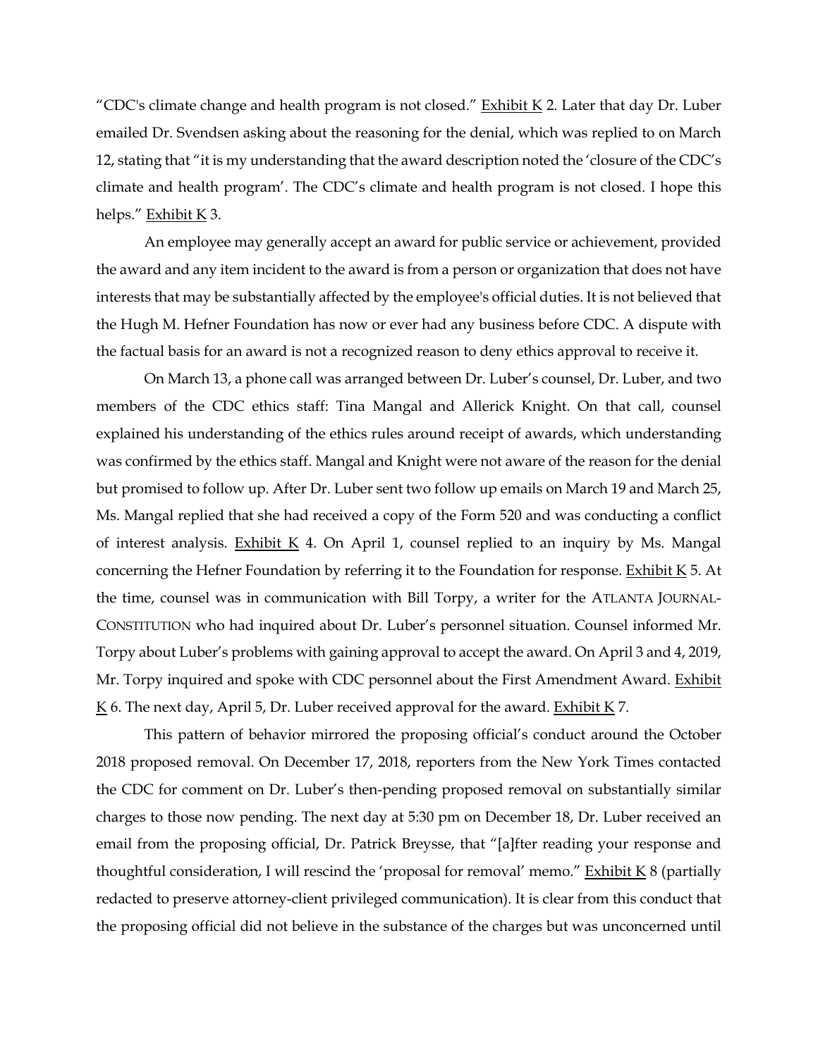"CDC's climate change and health program is not closed." Exhibit K 2. Later that day Dr. Luber emailed Dr. Svendsen asking about the reasoning for the denial, which was replied to on March 12, stating that "it is my understanding that the award description noted the 'closure of the CDC's climate and health program'. The CDC's climate and health program is not closed. I hope this helps." Exhibit K 3.

An employee may generally accept an award for public service or achievement, provided the award and any item incident to the award is from a person or organization that does not have interests that may be substantially affected by the employee's official duties. It is not believed that the Hugh M. Hefner Foundation has now or ever had any business before CDC. A dispute with the factual basis for an award is not a recognized reason to deny ethics approval to receive it.

On March 13, a phone call was arranged between Dr. Luber's counsel, Dr. Luber, and two members of the CDC ethics staff: Tina Mangal and Allerick Knight. On that call, counsel explained his understanding of the ethics rules around receipt of awards, which understanding was confirmed by the ethics staff. Mangal and Knight were not aware of the reason for the denial but promised to follow up. After Dr. Luber sent two follow up emails on March 19 and March 25, Ms. Mangal replied that she had received a copy of the Form 520 and was conducting a conflict of interest analysis. Exhibit K 4. On April 1, counsel replied to an inquiry by Ms. Mangal concerning the Hefner Foundation by referring it to the Foundation for response. Exhibit K 5. At the time, counsel was in communication with Bill Torpy, a writer for the ATLANTA JOURNAL-CONSTITUTION who had inquired about Dr. Luber's personnel situation. Counsel informed Mr. Torpy about Luber's problems with gaining approval to accept the award. On April 3 and 4, 2019, Mr. Torpy inquired and spoke with CDC personnel about the First Amendment Award. Exhibit K 6. The next day, April 5, Dr. Luber received approval for the award. Exhibit K 7.

This pattern of behavior mirrored the proposing official's conduct around the October 2018 proposed removal. On December 17, 2018, reporters from the New York Times contacted the CDC for comment on Dr. Luber's then-pending proposed removal on substantially similar charges to those now pending. The next day at 5:30 pm on December 18, Dr. Luber received an email from the proposing official, Dr. Patrick Breysse, that "[a]fter reading your response and thoughtful consideration, I will rescind the 'proposal for removal' memo." Exhibit K 8 (partially redacted to preserve attorney-client privileged communication). It is clear from this conduct that the proposing official did not believe in the substance of the charges but was unconcerned until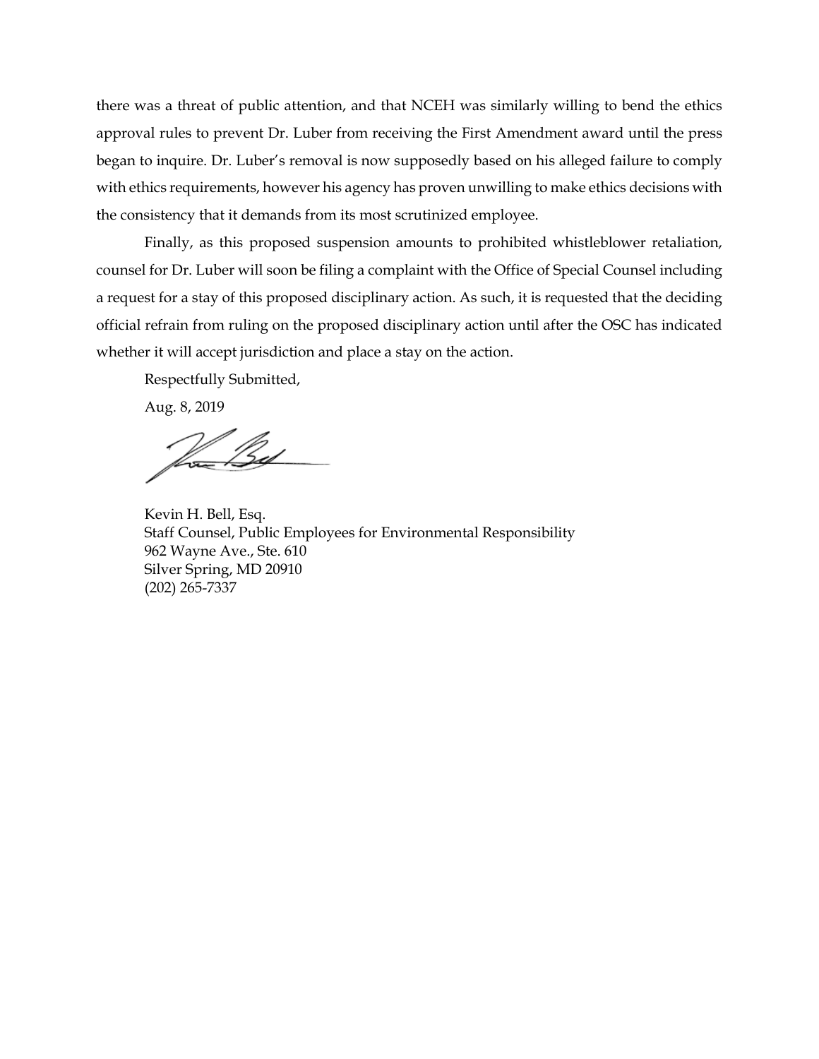there was a threat of public attention, and that NCEH was similarly willing to bend the ethics approval rules to prevent Dr. Luber from receiving the First Amendment award until the press began to inquire. Dr. Luber's removal is now supposedly based on his alleged failure to comply with ethics requirements, however his agency has proven unwilling to make ethics decisions with the consistency that it demands from its most scrutinized employee.

Finally, as this proposed suspension amounts to prohibited whistleblower retaliation, counsel for Dr. Luber will soon be filing a complaint with the Office of Special Counsel including a request for a stay of this proposed disciplinary action. As such, it is requested that the deciding official refrain from ruling on the proposed disciplinary action until after the OSC has indicated whether it will accept jurisdiction and place a stay on the action.

Respectfully Submitted,

Aug. 8, 2019

Kevin H. Bell, Esq.
Staff Counsel, Public Employees for Environmental Responsibility
962 Wayne Ave., Ste. 610
Silver Spring, MD 20910
(202) 265-7337